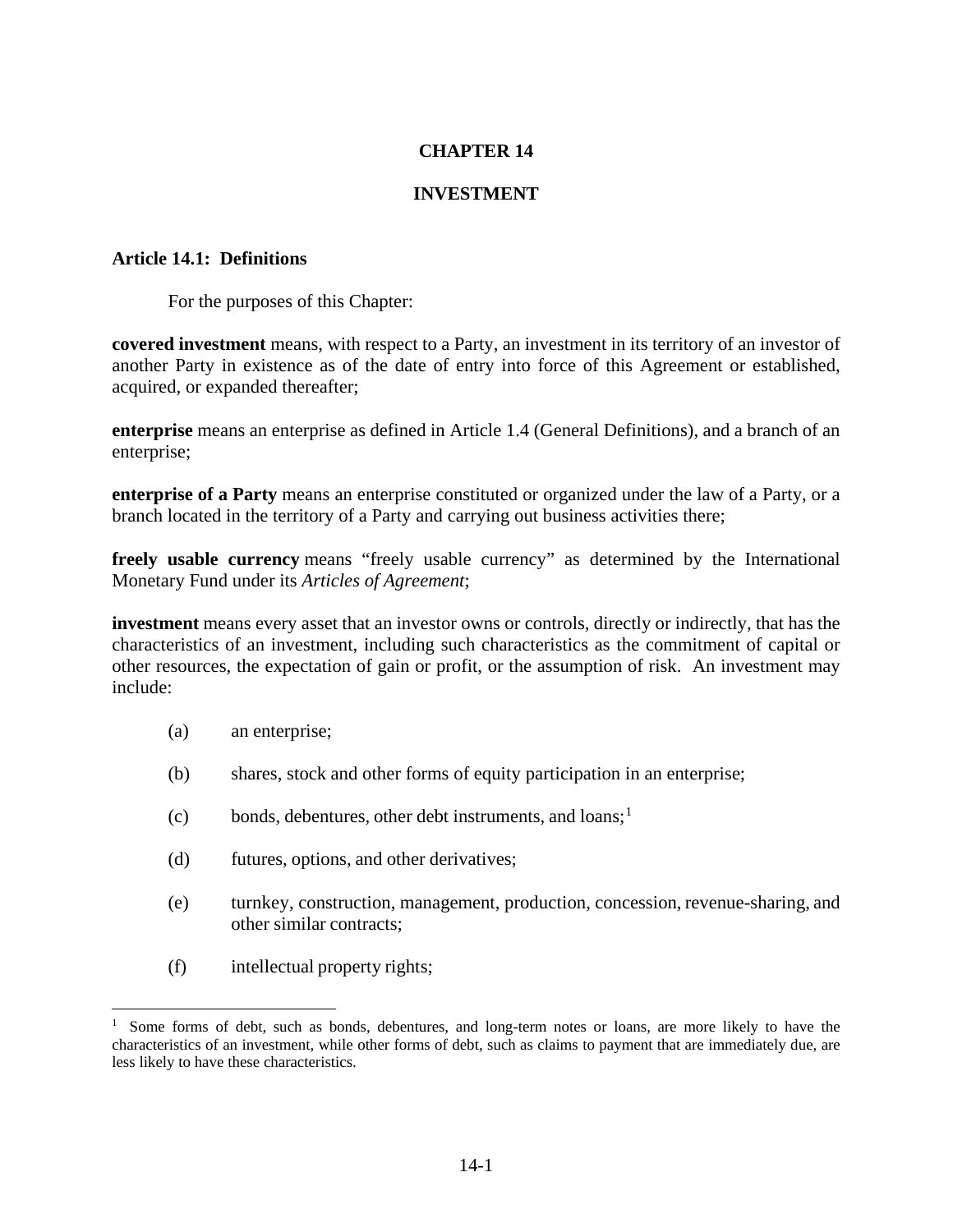# CHAPTER 14

# INVESTMENT

### Article 14.1: Definitions

For the purposes of this Chapter:

**covered investment** means, with respect to a Party, an investment in its territory of an investor of another Party in existence as of the date of entry into force of this Agreement or established, acquired, or expanded thereafter;

**enterprise** means an enterprise as defined in Article 1.4 (General Definitions), and a branch of an enterprise;

**enterprise of a Party** means an enterprise constituted or organized under the law of a Party, or a branch located in the territory of a Party and carrying out business activities there;

**freely usable currency** means "freely usable currency" as determined by the International Monetary Fund under its *Articles of Agreement*;

**investment** means every asset that an investor owns or controls, directly or indirectly, that has the characteristics of an investment, including such characteristics as the commitment of capital or other resources, the expectation of gain or profit, or the assumption of risk. An investment may include:

(a) an enterprise;

(b) shares, stock and other forms of equity participation in an enterprise;

(c) bonds, debentures, other debt instruments, and loans;[1]

(d) futures, options, and other derivatives;

(e) turnkey, construction, management, production, concession, revenue-sharing, and other similar contracts;

(f) intellectual property rights;

---

[1] Some forms of debt, such as bonds, debentures, and long-term notes or loans, are more likely to have the characteristics of an investment, while other forms of debt, such as claims to payment that are immediately due, are less likely to have these characteristics.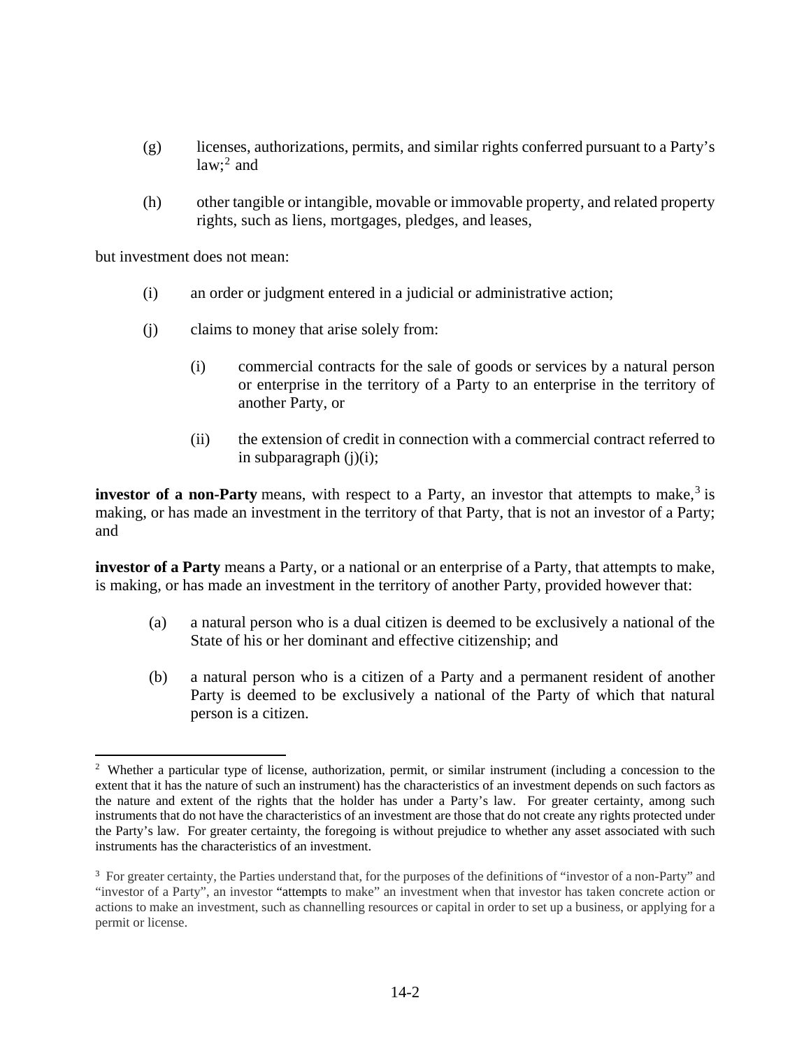(g) licenses, authorizations, permits, and similar rights conferred pursuant to a Party's law;[2] and

(h) other tangible or intangible, movable or immovable property, and related property rights, such as liens, mortgages, pledges, and leases,

but investment does not mean:

(i) an order or judgment entered in a judicial or administrative action;

(j) claims to money that arise solely from:

(i) commercial contracts for the sale of goods or services by a natural person or enterprise in the territory of a Party to an enterprise in the territory of another Party, or

(ii) the extension of credit in connection with a commercial contract referred to in subparagraph (j)(i);

**investor of a non-Party** means, with respect to a Party, an investor that attempts to make,[3] is making, or has made an investment in the territory of that Party, that is not an investor of a Party; and

**investor of a Party** means a Party, or a national or an enterprise of a Party, that attempts to make, is making, or has made an investment in the territory of another Party, provided however that:

(a) a natural person who is a dual citizen is deemed to be exclusively a national of the State of his or her dominant and effective citizenship; and

(b) a natural person who is a citizen of a Party and a permanent resident of another Party is deemed to be exclusively a national of the Party of which that natural person is a citizen.

---

[2] Whether a particular type of license, authorization, permit, or similar instrument (including a concession to the extent that it has the nature of such an instrument) has the characteristics of an investment depends on such factors as the nature and extent of the rights that the holder has under a Party's law. For greater certainty, among such instruments that do not have the characteristics of an investment are those that do not create any rights protected under the Party's law. For greater certainty, the foregoing is without prejudice to whether any asset associated with such instruments has the characteristics of an investment.

[3] For greater certainty, the Parties understand that, for the purposes of the definitions of "investor of a non-Party" and "investor of a Party", an investor "attempts to make" an investment when that investor has taken concrete action or actions to make an investment, such as channelling resources or capital in order to set up a business, or applying for a permit or license.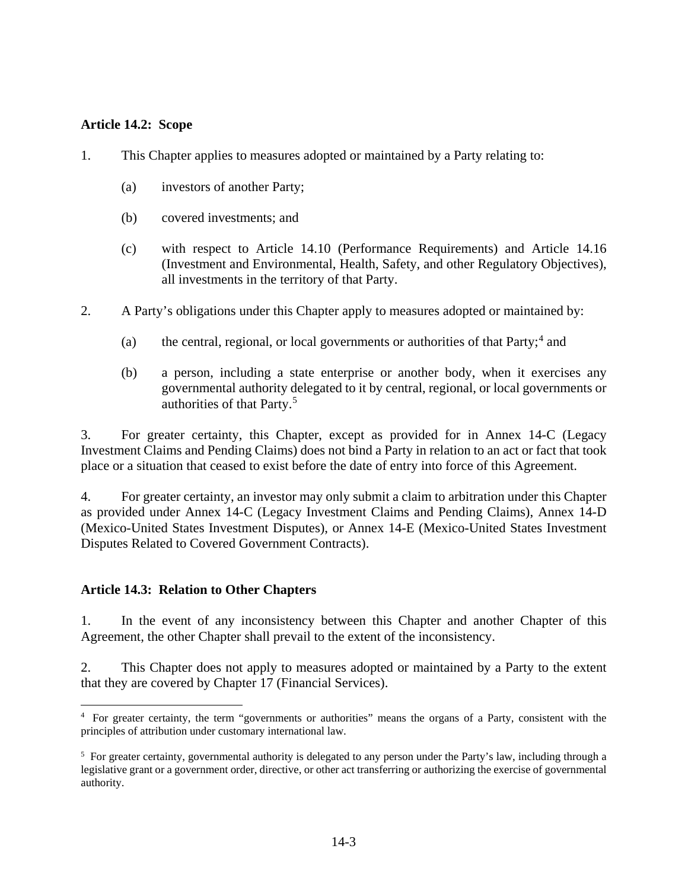### Article 14.2: Scope

1. This Chapter applies to measures adopted or maintained by a Party relating to:

   (a) investors of another Party;

   (b) covered investments; and

   (c) with respect to Article 14.10 (Performance Requirements) and Article 14.16 (Investment and Environmental, Health, Safety, and other Regulatory Objectives), all investments in the territory of that Party.

2. A Party's obligations under this Chapter apply to measures adopted or maintained by:

   (a) the central, regional, or local governments or authorities of that Party;[4] and

   (b) a person, including a state enterprise or another body, when it exercises any governmental authority delegated to it by central, regional, or local governments or authorities of that Party.[5]

3. For greater certainty, this Chapter, except as provided for in Annex 14-C (Legacy Investment Claims and Pending Claims) does not bind a Party in relation to an act or fact that took place or a situation that ceased to exist before the date of entry into force of this Agreement.

4. For greater certainty, an investor may only submit a claim to arbitration under this Chapter as provided under Annex 14-C (Legacy Investment Claims and Pending Claims), Annex 14-D (Mexico-United States Investment Disputes), or Annex 14-E (Mexico-United States Investment Disputes Related to Covered Government Contracts).

### Article 14.3: Relation to Other Chapters

1. In the event of any inconsistency between this Chapter and another Chapter of this Agreement, the other Chapter shall prevail to the extent of the inconsistency.

2. This Chapter does not apply to measures adopted or maintained by a Party to the extent that they are covered by Chapter 17 (Financial Services).

---

[4] For greater certainty, the term "governments or authorities" means the organs of a Party, consistent with the principles of attribution under customary international law.

[5] For greater certainty, governmental authority is delegated to any person under the Party's law, including through a legislative grant or a government order, directive, or other act transferring or authorizing the exercise of governmental authority.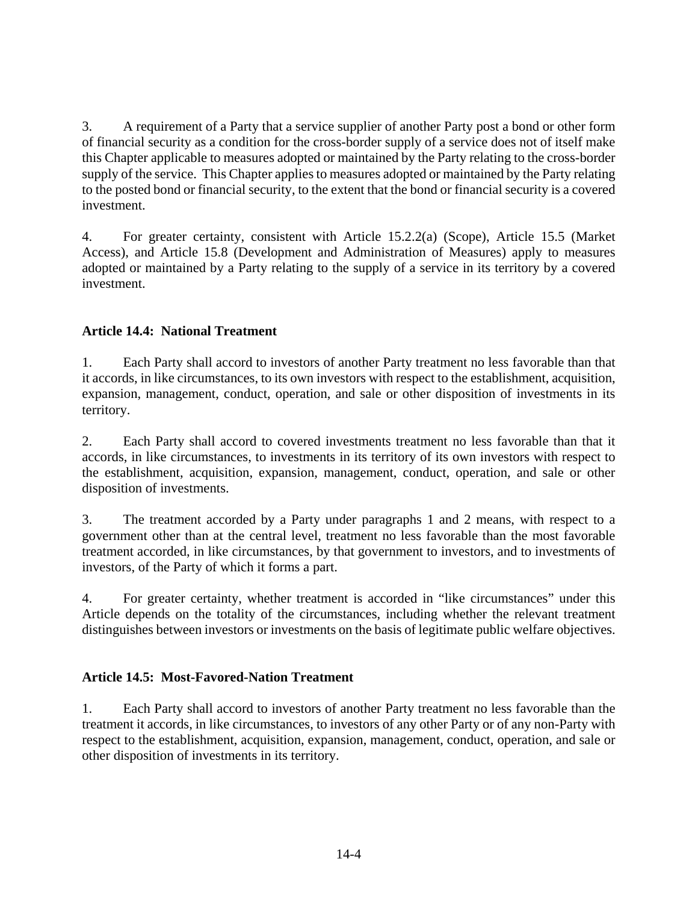3. A requirement of a Party that a service supplier of another Party post a bond or other form of financial security as a condition for the cross-border supply of a service does not of itself make this Chapter applicable to measures adopted or maintained by the Party relating to the cross-border supply of the service. This Chapter applies to measures adopted or maintained by the Party relating to the posted bond or financial security, to the extent that the bond or financial security is a covered investment.

4. For greater certainty, consistent with Article 15.2.2(a) (Scope), Article 15.5 (Market Access), and Article 15.8 (Development and Administration of Measures) apply to measures adopted or maintained by a Party relating to the supply of a service in its territory by a covered investment.

**Article 14.4: National Treatment**

1. Each Party shall accord to investors of another Party treatment no less favorable than that it accords, in like circumstances, to its own investors with respect to the establishment, acquisition, expansion, management, conduct, operation, and sale or other disposition of investments in its territory.

2. Each Party shall accord to covered investments treatment no less favorable than that it accords, in like circumstances, to investments in its territory of its own investors with respect to the establishment, acquisition, expansion, management, conduct, operation, and sale or other disposition of investments.

3. The treatment accorded by a Party under paragraphs 1 and 2 means, with respect to a government other than at the central level, treatment no less favorable than the most favorable treatment accorded, in like circumstances, by that government to investors, and to investments of investors, of the Party of which it forms a part.

4. For greater certainty, whether treatment is accorded in "like circumstances" under this Article depends on the totality of the circumstances, including whether the relevant treatment distinguishes between investors or investments on the basis of legitimate public welfare objectives.

**Article 14.5: Most-Favored-Nation Treatment**

1. Each Party shall accord to investors of another Party treatment no less favorable than the treatment it accords, in like circumstances, to investors of any other Party or of any non-Party with respect to the establishment, acquisition, expansion, management, conduct, operation, and sale or other disposition of investments in its territory.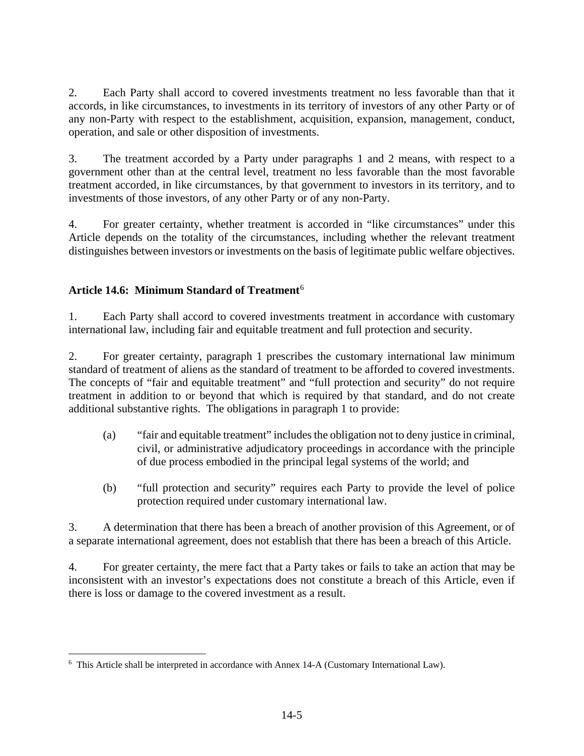2. Each Party shall accord to covered investments treatment no less favorable than that it accords, in like circumstances, to investments in its territory of investors of any other Party or of any non-Party with respect to the establishment, acquisition, expansion, management, conduct, operation, and sale or other disposition of investments.

3. The treatment accorded by a Party under paragraphs 1 and 2 means, with respect to a government other than at the central level, treatment no less favorable than the most favorable treatment accorded, in like circumstances, by that government to investors in its territory, and to investments of those investors, of any other Party or of any non-Party.

4. For greater certainty, whether treatment is accorded in "like circumstances" under this Article depends on the totality of the circumstances, including whether the relevant treatment distinguishes between investors or investments on the basis of legitimate public welfare objectives.

### Article 14.6: Minimum Standard of Treatment[6]

1. Each Party shall accord to covered investments treatment in accordance with customary international law, including fair and equitable treatment and full protection and security.

2. For greater certainty, paragraph 1 prescribes the customary international law minimum standard of treatment of aliens as the standard of treatment to be afforded to covered investments. The concepts of "fair and equitable treatment" and "full protection and security" do not require treatment in addition to or beyond that which is required by that standard, and do not create additional substantive rights. The obligations in paragraph 1 to provide:

   (a) "fair and equitable treatment" includes the obligation not to deny justice in criminal, civil, or administrative adjudicatory proceedings in accordance with the principle of due process embodied in the principal legal systems of the world; and

   (b) "full protection and security" requires each Party to provide the level of police protection required under customary international law.

3. A determination that there has been a breach of another provision of this Agreement, or of a separate international agreement, does not establish that there has been a breach of this Article.

4. For greater certainty, the mere fact that a Party takes or fails to take an action that may be inconsistent with an investor's expectations does not constitute a breach of this Article, even if there is loss or damage to the covered investment as a result.

---

[6] This Article shall be interpreted in accordance with Annex 14-A (Customary International Law).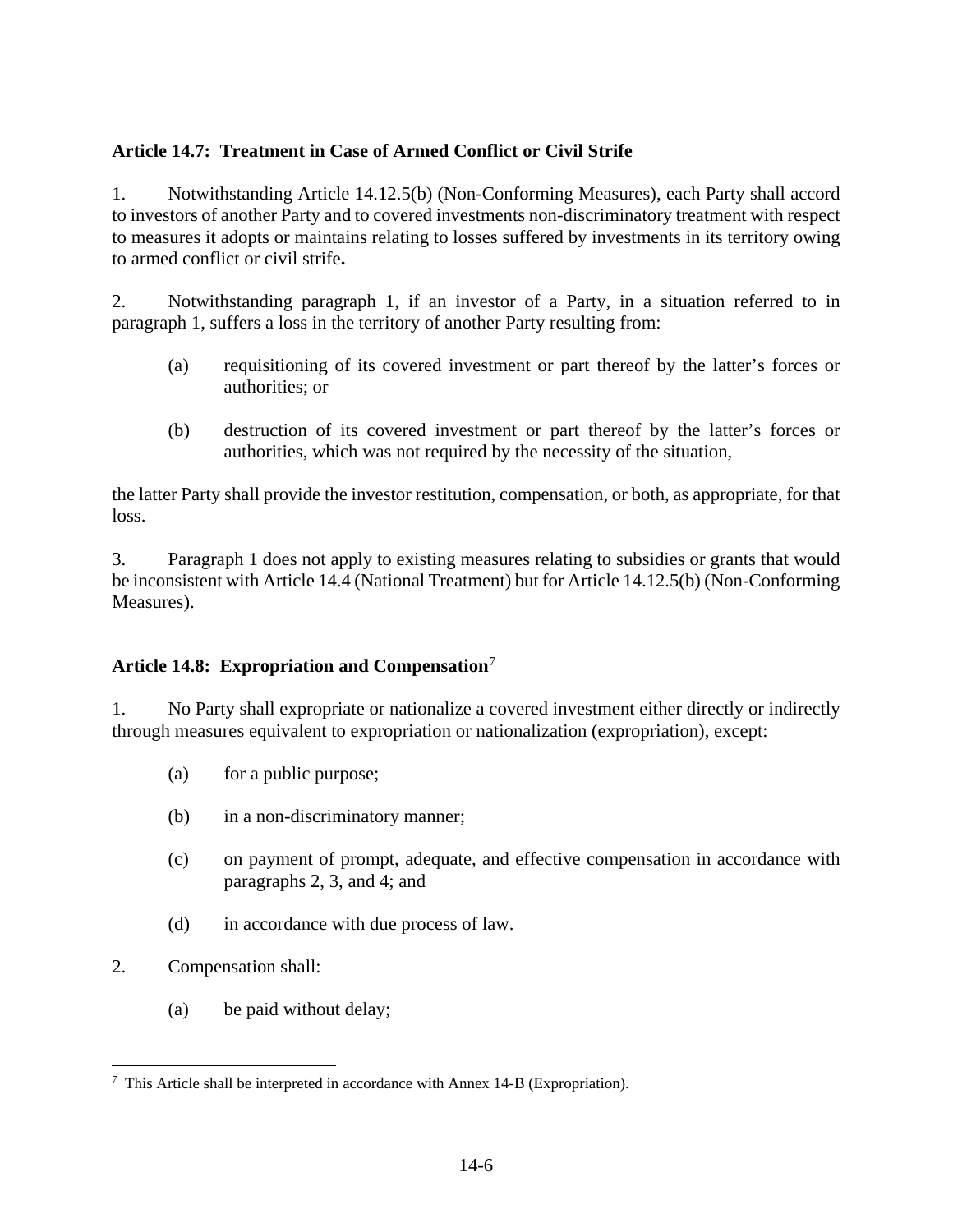### Article 14.7: Treatment in Case of Armed Conflict or Civil Strife

1. Notwithstanding Article 14.12.5(b) (Non-Conforming Measures), each Party shall accord to investors of another Party and to covered investments non-discriminatory treatment with respect to measures it adopts or maintains relating to losses suffered by investments in its territory owing to armed conflict or civil strife**.**

2. Notwithstanding paragraph 1, if an investor of a Party, in a situation referred to in paragraph 1, suffers a loss in the territory of another Party resulting from:

   (a) requisitioning of its covered investment or part thereof by the latter's forces or authorities; or

   (b) destruction of its covered investment or part thereof by the latter's forces or authorities, which was not required by the necessity of the situation,

the latter Party shall provide the investor restitution, compensation, or both, as appropriate, for that loss.

3. Paragraph 1 does not apply to existing measures relating to subsidies or grants that would be inconsistent with Article 14.4 (National Treatment) but for Article 14.12.5(b) (Non-Conforming Measures).

### Article 14.8: Expropriation and Compensation[7]

1. No Party shall expropriate or nationalize a covered investment either directly or indirectly through measures equivalent to expropriation or nationalization (expropriation), except:

   (a) for a public purpose;

   (b) in a non-discriminatory manner;

   (c) on payment of prompt, adequate, and effective compensation in accordance with paragraphs 2, 3, and 4; and

   (d) in accordance with due process of law.

2. Compensation shall:

   (a) be paid without delay;

[7] This Article shall be interpreted in accordance with Annex 14-B (Expropriation).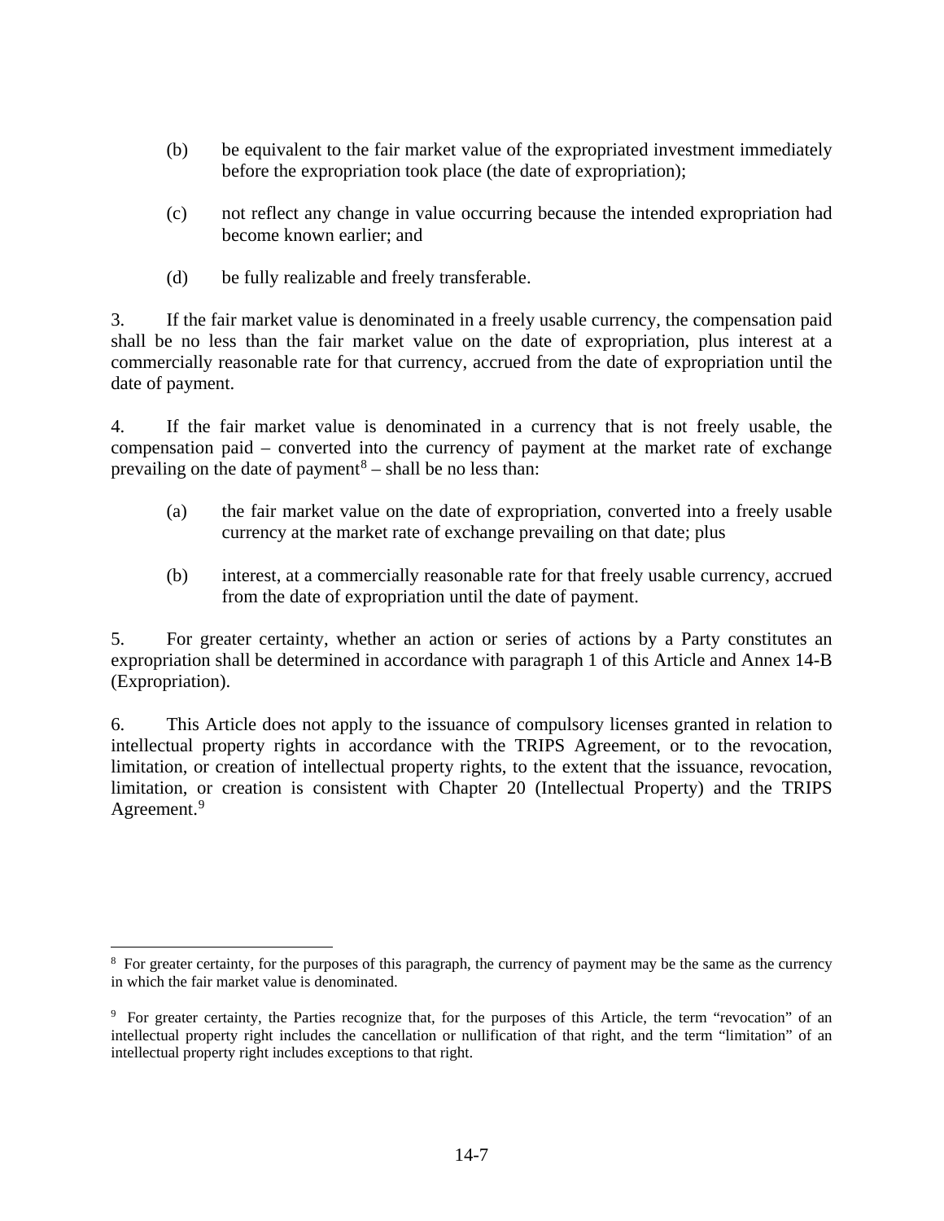(b) be equivalent to the fair market value of the expropriated investment immediately before the expropriation took place (the date of expropriation);

(c) not reflect any change in value occurring because the intended expropriation had become known earlier; and

(d) be fully realizable and freely transferable.

3. If the fair market value is denominated in a freely usable currency, the compensation paid shall be no less than the fair market value on the date of expropriation, plus interest at a commercially reasonable rate for that currency, accrued from the date of expropriation until the date of payment.

4. If the fair market value is denominated in a currency that is not freely usable, the compensation paid – converted into the currency of payment at the market rate of exchange prevailing on the date of payment[8] – shall be no less than:

(a) the fair market value on the date of expropriation, converted into a freely usable currency at the market rate of exchange prevailing on that date; plus

(b) interest, at a commercially reasonable rate for that freely usable currency, accrued from the date of expropriation until the date of payment.

5. For greater certainty, whether an action or series of actions by a Party constitutes an expropriation shall be determined in accordance with paragraph 1 of this Article and Annex 14-B (Expropriation).

6. This Article does not apply to the issuance of compulsory licenses granted in relation to intellectual property rights in accordance with the TRIPS Agreement, or to the revocation, limitation, or creation of intellectual property rights, to the extent that the issuance, revocation, limitation, or creation is consistent with Chapter 20 (Intellectual Property) and the TRIPS Agreement.[9]

---

[8] For greater certainty, for the purposes of this paragraph, the currency of payment may be the same as the currency in which the fair market value is denominated.

[9] For greater certainty, the Parties recognize that, for the purposes of this Article, the term "revocation" of an intellectual property right includes the cancellation or nullification of that right, and the term "limitation" of an intellectual property right includes exceptions to that right.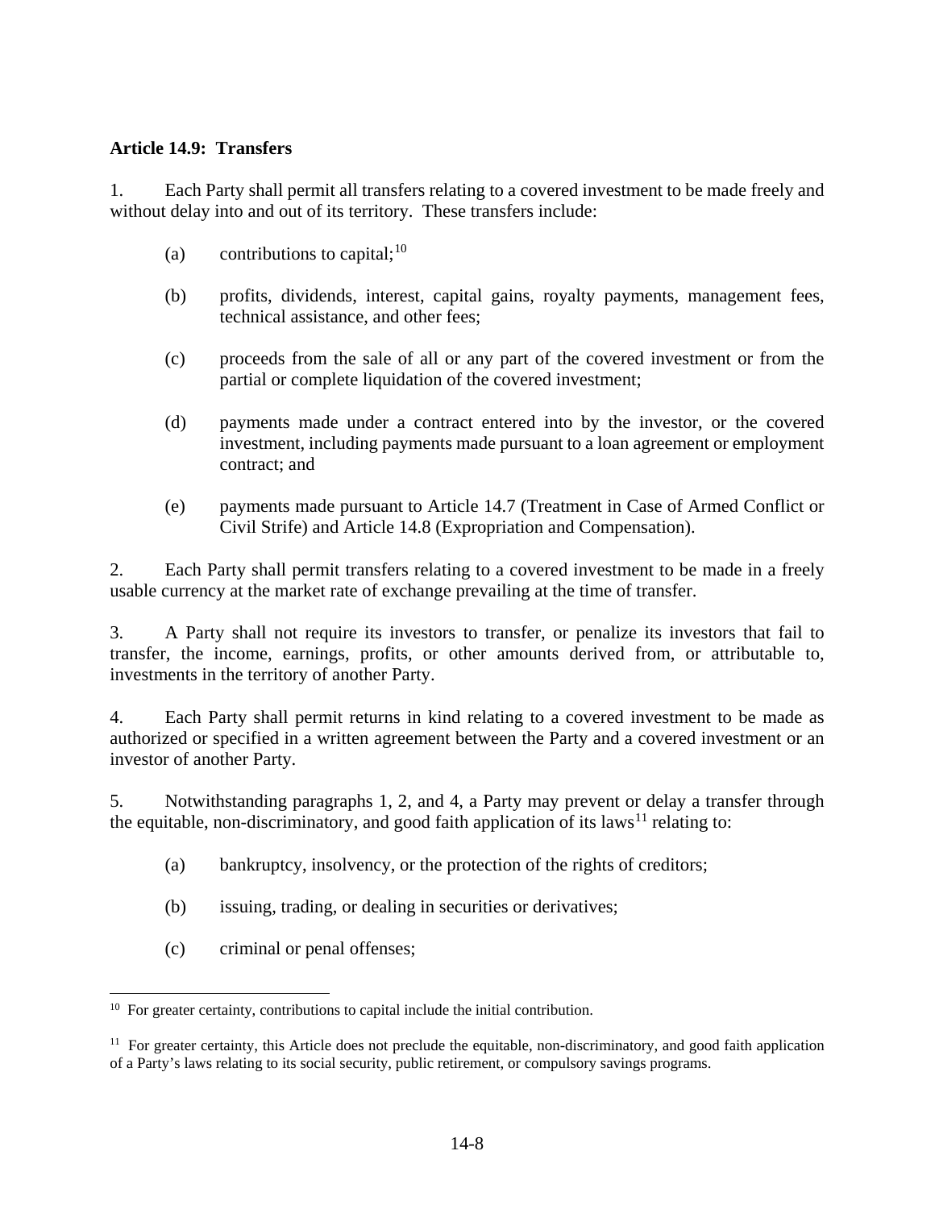**Article 14.9: Transfers**

1. Each Party shall permit all transfers relating to a covered investment to be made freely and without delay into and out of its territory. These transfers include:

   (a) contributions to capital;[10]

   (b) profits, dividends, interest, capital gains, royalty payments, management fees, technical assistance, and other fees;

   (c) proceeds from the sale of all or any part of the covered investment or from the partial or complete liquidation of the covered investment;

   (d) payments made under a contract entered into by the investor, or the covered investment, including payments made pursuant to a loan agreement or employment contract; and

   (e) payments made pursuant to Article 14.7 (Treatment in Case of Armed Conflict or Civil Strife) and Article 14.8 (Expropriation and Compensation).

2. Each Party shall permit transfers relating to a covered investment to be made in a freely usable currency at the market rate of exchange prevailing at the time of transfer.

3. A Party shall not require its investors to transfer, or penalize its investors that fail to transfer, the income, earnings, profits, or other amounts derived from, or attributable to, investments in the territory of another Party.

4. Each Party shall permit returns in kind relating to a covered investment to be made as authorized or specified in a written agreement between the Party and a covered investment or an investor of another Party.

5. Notwithstanding paragraphs 1, 2, and 4, a Party may prevent or delay a transfer through the equitable, non-discriminatory, and good faith application of its laws[11] relating to:

   (a) bankruptcy, insolvency, or the protection of the rights of creditors;

   (b) issuing, trading, or dealing in securities or derivatives;

   (c) criminal or penal offenses;

---

[10] For greater certainty, contributions to capital include the initial contribution.

[11] For greater certainty, this Article does not preclude the equitable, non-discriminatory, and good faith application of a Party's laws relating to its social security, public retirement, or compulsory savings programs.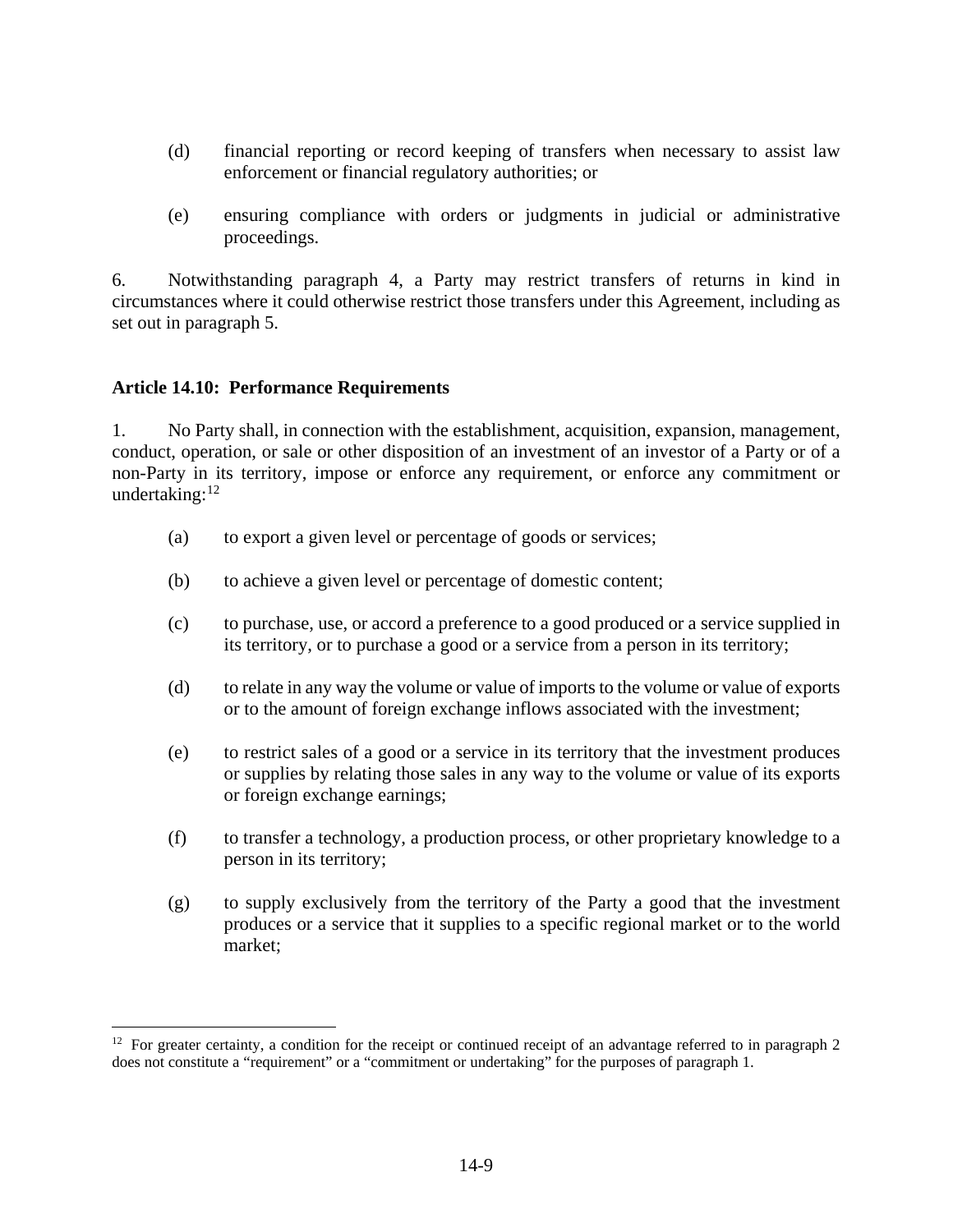(d) financial reporting or record keeping of transfers when necessary to assist law enforcement or financial regulatory authorities; or

(e) ensuring compliance with orders or judgments in judicial or administrative proceedings.

6. Notwithstanding paragraph 4, a Party may restrict transfers of returns in kind in circumstances where it could otherwise restrict those transfers under this Agreement, including as set out in paragraph 5.

**Article 14.10: Performance Requirements**

1. No Party shall, in connection with the establishment, acquisition, expansion, management, conduct, operation, or sale or other disposition of an investment of an investor of a Party or of a non-Party in its territory, impose or enforce any requirement, or enforce any commitment or undertaking:[12]

(a) to export a given level or percentage of goods or services;

(b) to achieve a given level or percentage of domestic content;

(c) to purchase, use, or accord a preference to a good produced or a service supplied in its territory, or to purchase a good or a service from a person in its territory;

(d) to relate in any way the volume or value of imports to the volume or value of exports or to the amount of foreign exchange inflows associated with the investment;

(e) to restrict sales of a good or a service in its territory that the investment produces or supplies by relating those sales in any way to the volume or value of its exports or foreign exchange earnings;

(f) to transfer a technology, a production process, or other proprietary knowledge to a person in its territory;

(g) to supply exclusively from the territory of the Party a good that the investment produces or a service that it supplies to a specific regional market or to the world market;

[12] For greater certainty, a condition for the receipt or continued receipt of an advantage referred to in paragraph 2 does not constitute a "requirement" or a "commitment or undertaking" for the purposes of paragraph 1.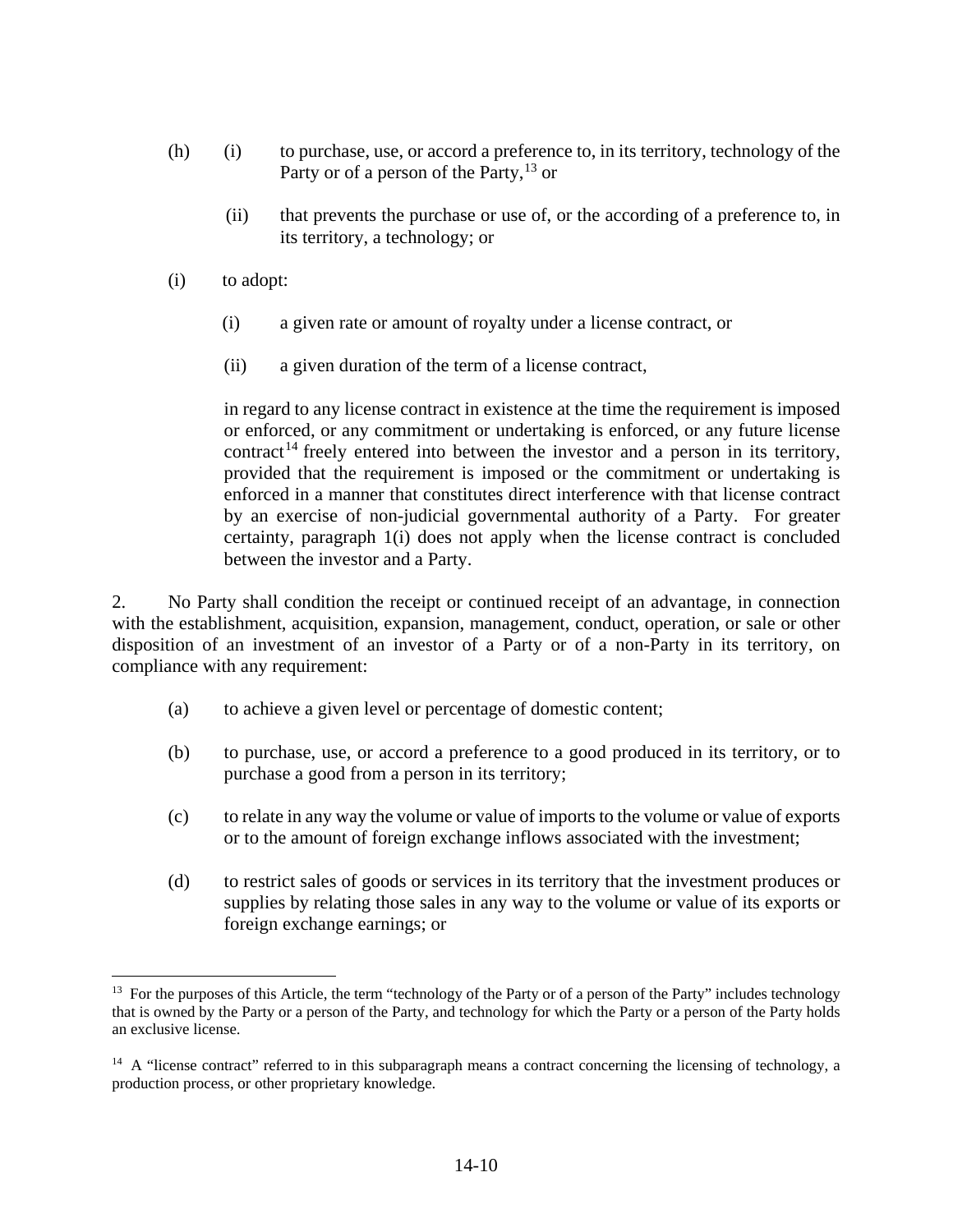(h) (i) to purchase, use, or accord a preference to, in its territory, technology of the Party or of a person of the Party,[13] or

(ii) that prevents the purchase or use of, or the according of a preference to, in its territory, a technology; or

(i) to adopt:

(i) a given rate or amount of royalty under a license contract, or

(ii) a given duration of the term of a license contract,

in regard to any license contract in existence at the time the requirement is imposed or enforced, or any commitment or undertaking is enforced, or any future license contract[14] freely entered into between the investor and a person in its territory, provided that the requirement is imposed or the commitment or undertaking is enforced in a manner that constitutes direct interference with that license contract by an exercise of non-judicial governmental authority of a Party. For greater certainty, paragraph 1(i) does not apply when the license contract is concluded between the investor and a Party.

2. No Party shall condition the receipt or continued receipt of an advantage, in connection with the establishment, acquisition, expansion, management, conduct, operation, or sale or other disposition of an investment of an investor of a Party or of a non-Party in its territory, on compliance with any requirement:

(a) to achieve a given level or percentage of domestic content;

(b) to purchase, use, or accord a preference to a good produced in its territory, or to purchase a good from a person in its territory;

(c) to relate in any way the volume or value of imports to the volume or value of exports or to the amount of foreign exchange inflows associated with the investment;

(d) to restrict sales of goods or services in its territory that the investment produces or supplies by relating those sales in any way to the volume or value of its exports or foreign exchange earnings; or

---

[13] For the purposes of this Article, the term "technology of the Party or of a person of the Party" includes technology that is owned by the Party or a person of the Party, and technology for which the Party or a person of the Party holds an exclusive license.

[14] A "license contract" referred to in this subparagraph means a contract concerning the licensing of technology, a production process, or other proprietary knowledge.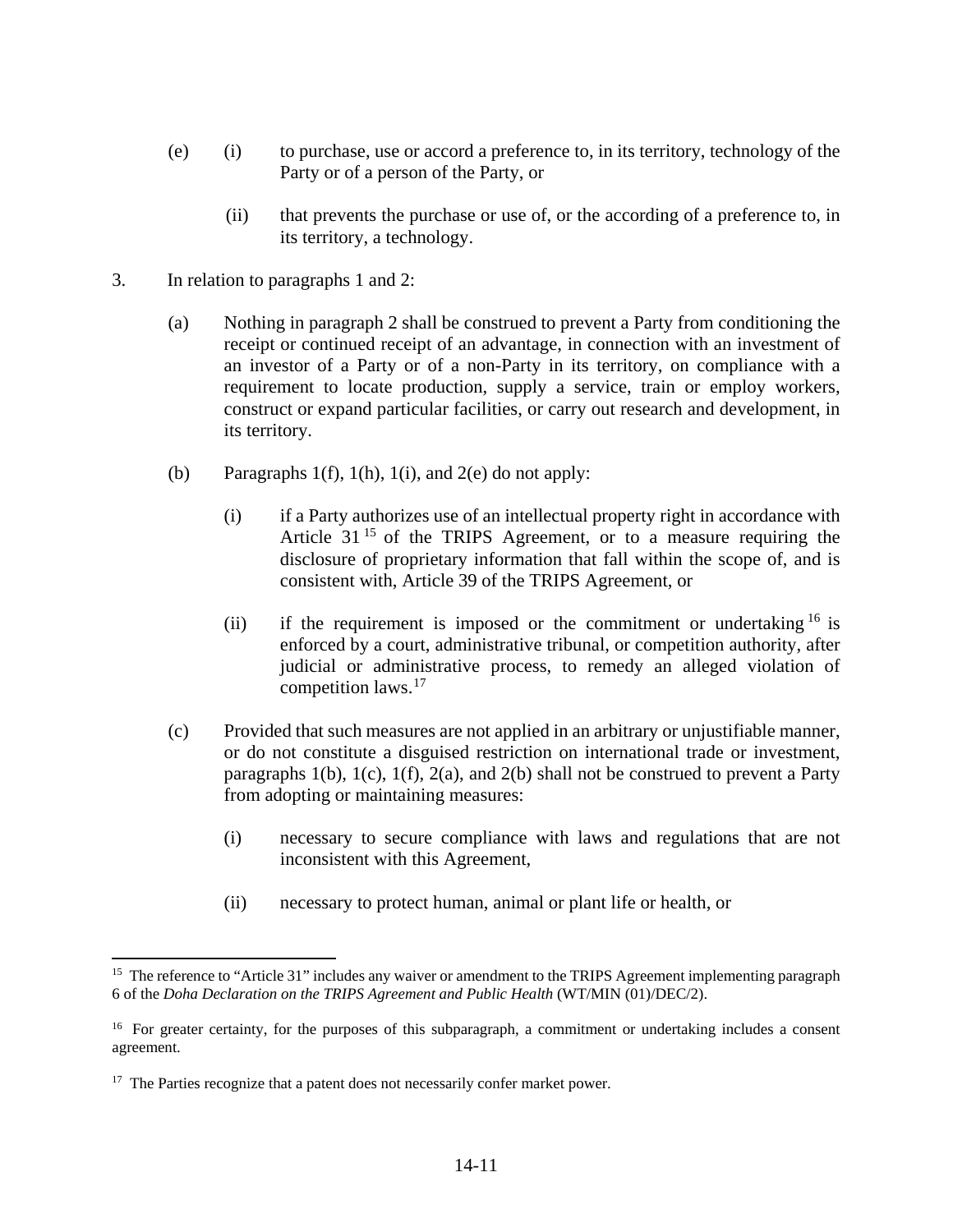(e) (i) to purchase, use or accord a preference to, in its territory, technology of the Party or of a person of the Party, or

(ii) that prevents the purchase or use of, or the according of a preference to, in its territory, a technology.

3. In relation to paragraphs 1 and 2:

(a) Nothing in paragraph 2 shall be construed to prevent a Party from conditioning the receipt or continued receipt of an advantage, in connection with an investment of an investor of a Party or of a non-Party in its territory, on compliance with a requirement to locate production, supply a service, train or employ workers, construct or expand particular facilities, or carry out research and development, in its territory.

(b) Paragraphs 1(f), 1(h), 1(i), and 2(e) do not apply:

(i) if a Party authorizes use of an intellectual property right in accordance with Article 31[15] of the TRIPS Agreement, or to a measure requiring the disclosure of proprietary information that fall within the scope of, and is consistent with, Article 39 of the TRIPS Agreement, or

(ii) if the requirement is imposed or the commitment or undertaking[16] is enforced by a court, administrative tribunal, or competition authority, after judicial or administrative process, to remedy an alleged violation of competition laws.[17]

(c) Provided that such measures are not applied in an arbitrary or unjustifiable manner, or do not constitute a disguised restriction on international trade or investment, paragraphs 1(b), 1(c), 1(f), 2(a), and 2(b) shall not be construed to prevent a Party from adopting or maintaining measures:

(i) necessary to secure compliance with laws and regulations that are not inconsistent with this Agreement,

(ii) necessary to protect human, animal or plant life or health, or

---

[15] The reference to "Article 31" includes any waiver or amendment to the TRIPS Agreement implementing paragraph 6 of the *Doha Declaration on the TRIPS Agreement and Public Health* (WT/MIN (01)/DEC/2).

[16] For greater certainty, for the purposes of this subparagraph, a commitment or undertaking includes a consent agreement.

[17] The Parties recognize that a patent does not necessarily confer market power.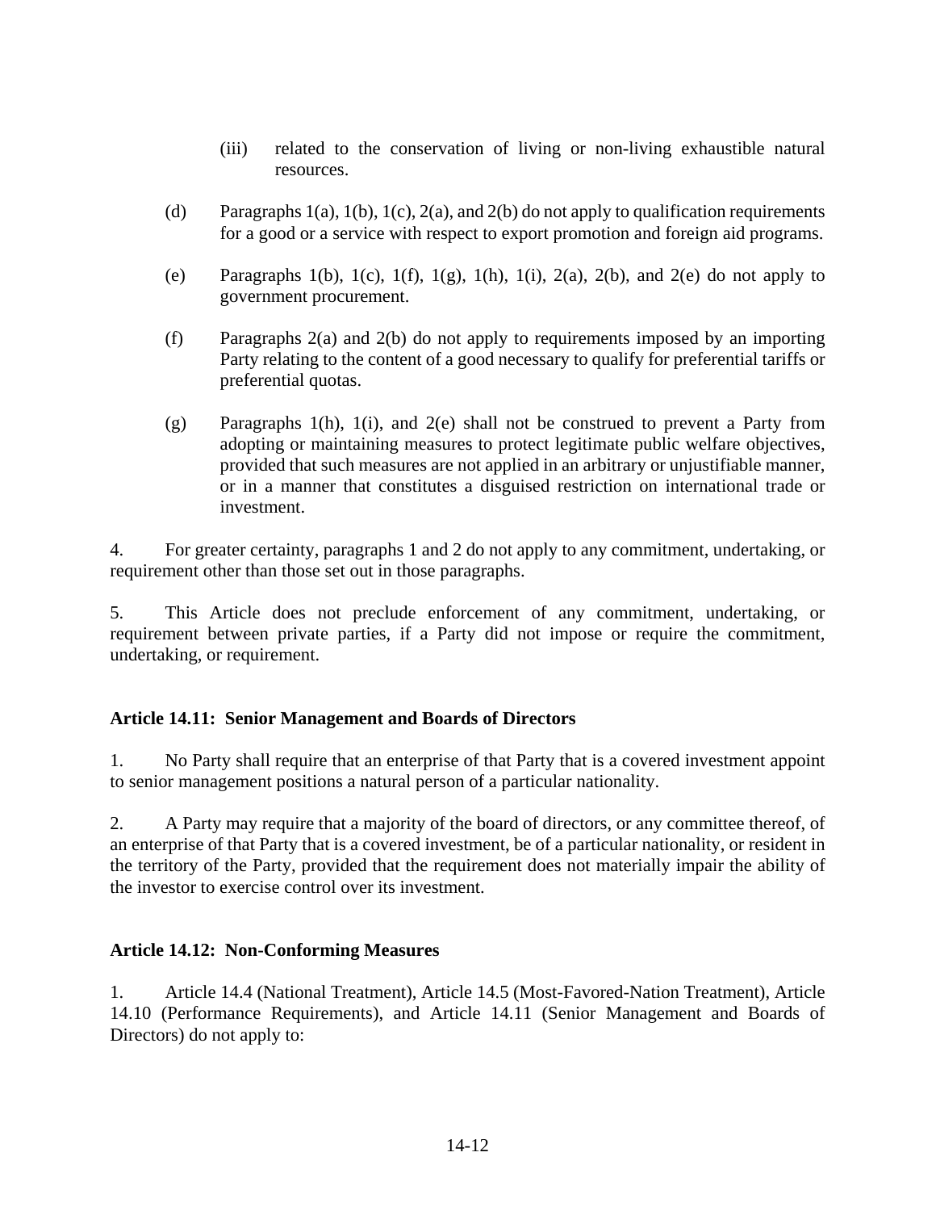(iii) related to the conservation of living or non-living exhaustible natural resources.

(d) Paragraphs 1(a), 1(b), 1(c), 2(a), and 2(b) do not apply to qualification requirements for a good or a service with respect to export promotion and foreign aid programs.

(e) Paragraphs 1(b), 1(c), 1(f), 1(g), 1(h), 1(i), 2(a), 2(b), and 2(e) do not apply to government procurement.

(f) Paragraphs 2(a) and 2(b) do not apply to requirements imposed by an importing Party relating to the content of a good necessary to qualify for preferential tariffs or preferential quotas.

(g) Paragraphs 1(h), 1(i), and 2(e) shall not be construed to prevent a Party from adopting or maintaining measures to protect legitimate public welfare objectives, provided that such measures are not applied in an arbitrary or unjustifiable manner, or in a manner that constitutes a disguised restriction on international trade or investment.

4. For greater certainty, paragraphs 1 and 2 do not apply to any commitment, undertaking, or requirement other than those set out in those paragraphs.

5. This Article does not preclude enforcement of any commitment, undertaking, or requirement between private parties, if a Party did not impose or require the commitment, undertaking, or requirement.

**Article 14.11: Senior Management and Boards of Directors**

1. No Party shall require that an enterprise of that Party that is a covered investment appoint to senior management positions a natural person of a particular nationality.

2. A Party may require that a majority of the board of directors, or any committee thereof, of an enterprise of that Party that is a covered investment, be of a particular nationality, or resident in the territory of the Party, provided that the requirement does not materially impair the ability of the investor to exercise control over its investment.

**Article 14.12: Non-Conforming Measures**

1. Article 14.4 (National Treatment), Article 14.5 (Most-Favored-Nation Treatment), Article 14.10 (Performance Requirements), and Article 14.11 (Senior Management and Boards of Directors) do not apply to: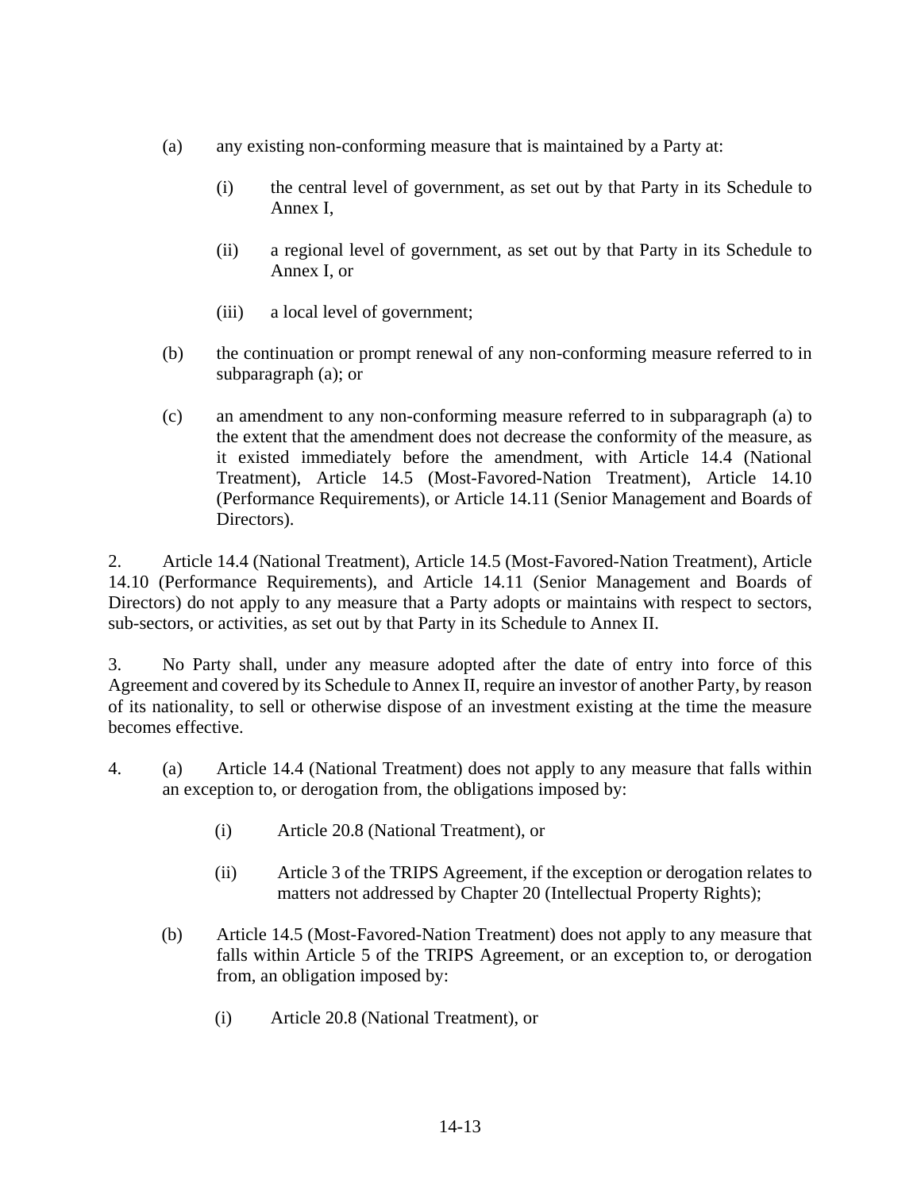(a) any existing non-conforming measure that is maintained by a Party at:

(i) the central level of government, as set out by that Party in its Schedule to Annex I,

(ii) a regional level of government, as set out by that Party in its Schedule to Annex I, or

(iii) a local level of government;

(b) the continuation or prompt renewal of any non-conforming measure referred to in subparagraph (a); or

(c) an amendment to any non-conforming measure referred to in subparagraph (a) to the extent that the amendment does not decrease the conformity of the measure, as it existed immediately before the amendment, with Article 14.4 (National Treatment), Article 14.5 (Most-Favored-Nation Treatment), Article 14.10 (Performance Requirements), or Article 14.11 (Senior Management and Boards of Directors).

2. Article 14.4 (National Treatment), Article 14.5 (Most-Favored-Nation Treatment), Article 14.10 (Performance Requirements), and Article 14.11 (Senior Management and Boards of Directors) do not apply to any measure that a Party adopts or maintains with respect to sectors, sub-sectors, or activities, as set out by that Party in its Schedule to Annex II.

3. No Party shall, under any measure adopted after the date of entry into force of this Agreement and covered by its Schedule to Annex II, require an investor of another Party, by reason of its nationality, to sell or otherwise dispose of an investment existing at the time the measure becomes effective.

4. (a) Article 14.4 (National Treatment) does not apply to any measure that falls within an exception to, or derogation from, the obligations imposed by:

(i) Article 20.8 (National Treatment), or

(ii) Article 3 of the TRIPS Agreement, if the exception or derogation relates to matters not addressed by Chapter 20 (Intellectual Property Rights);

(b) Article 14.5 (Most-Favored-Nation Treatment) does not apply to any measure that falls within Article 5 of the TRIPS Agreement, or an exception to, or derogation from, an obligation imposed by:

(i) Article 20.8 (National Treatment), or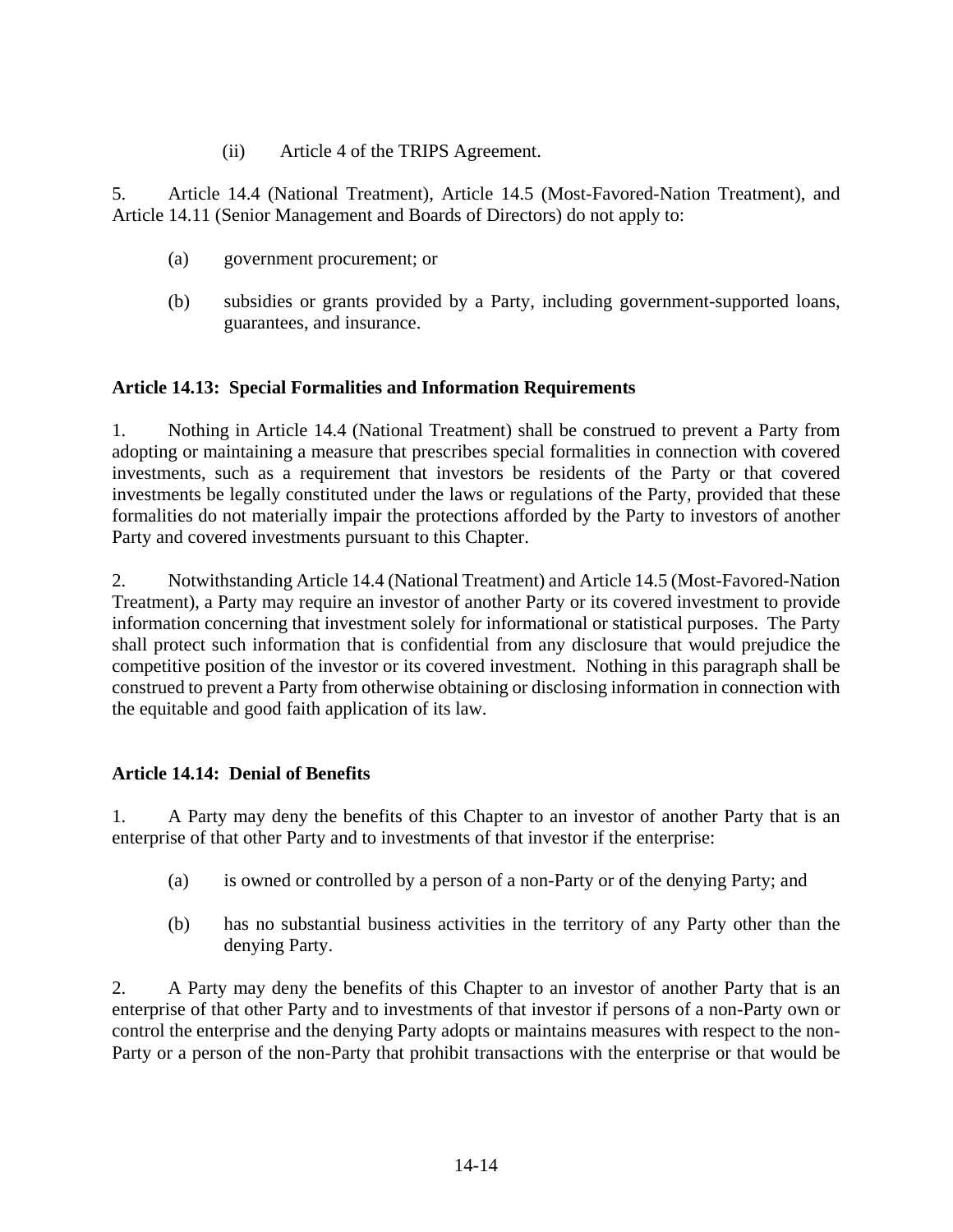(ii) Article 4 of the TRIPS Agreement.

5. Article 14.4 (National Treatment), Article 14.5 (Most-Favored-Nation Treatment), and Article 14.11 (Senior Management and Boards of Directors) do not apply to:

(a) government procurement; or

(b) subsidies or grants provided by a Party, including government-supported loans, guarantees, and insurance.

**Article 14.13: Special Formalities and Information Requirements**

1. Nothing in Article 14.4 (National Treatment) shall be construed to prevent a Party from adopting or maintaining a measure that prescribes special formalities in connection with covered investments, such as a requirement that investors be residents of the Party or that covered investments be legally constituted under the laws or regulations of the Party, provided that these formalities do not materially impair the protections afforded by the Party to investors of another Party and covered investments pursuant to this Chapter.

2. Notwithstanding Article 14.4 (National Treatment) and Article 14.5 (Most-Favored-Nation Treatment), a Party may require an investor of another Party or its covered investment to provide information concerning that investment solely for informational or statistical purposes. The Party shall protect such information that is confidential from any disclosure that would prejudice the competitive position of the investor or its covered investment. Nothing in this paragraph shall be construed to prevent a Party from otherwise obtaining or disclosing information in connection with the equitable and good faith application of its law.

**Article 14.14: Denial of Benefits**

1. A Party may deny the benefits of this Chapter to an investor of another Party that is an enterprise of that other Party and to investments of that investor if the enterprise:

(a) is owned or controlled by a person of a non-Party or of the denying Party; and

(b) has no substantial business activities in the territory of any Party other than the denying Party.

2. A Party may deny the benefits of this Chapter to an investor of another Party that is an enterprise of that other Party and to investments of that investor if persons of a non-Party own or control the enterprise and the denying Party adopts or maintains measures with respect to the non-Party or a person of the non-Party that prohibit transactions with the enterprise or that would be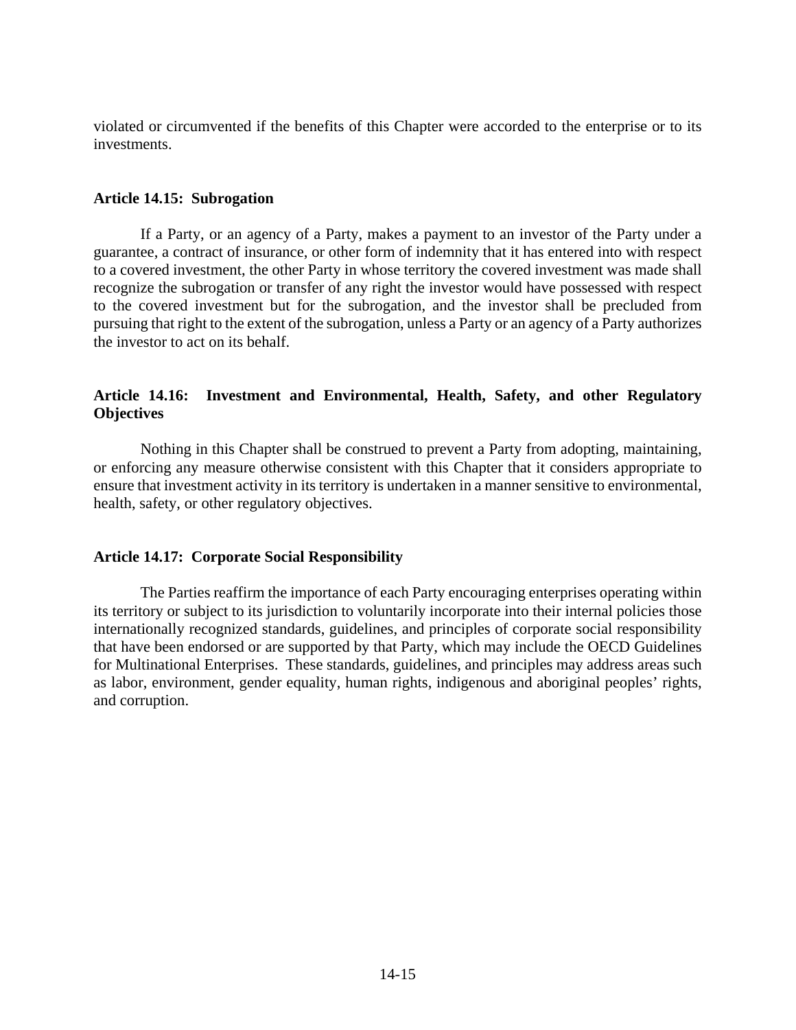violated or circumvented if the benefits of this Chapter were accorded to the enterprise or to its investments.

### Article 14.15: Subrogation

If a Party, or an agency of a Party, makes a payment to an investor of the Party under a guarantee, a contract of insurance, or other form of indemnity that it has entered into with respect to a covered investment, the other Party in whose territory the covered investment was made shall recognize the subrogation or transfer of any right the investor would have possessed with respect to the covered investment but for the subrogation, and the investor shall be precluded from pursuing that right to the extent of the subrogation, unless a Party or an agency of a Party authorizes the investor to act on its behalf.

### Article 14.16: Investment and Environmental, Health, Safety, and other Regulatory Objectives

Nothing in this Chapter shall be construed to prevent a Party from adopting, maintaining, or enforcing any measure otherwise consistent with this Chapter that it considers appropriate to ensure that investment activity in its territory is undertaken in a manner sensitive to environmental, health, safety, or other regulatory objectives.

### Article 14.17: Corporate Social Responsibility

The Parties reaffirm the importance of each Party encouraging enterprises operating within its territory or subject to its jurisdiction to voluntarily incorporate into their internal policies those internationally recognized standards, guidelines, and principles of corporate social responsibility that have been endorsed or are supported by that Party, which may include the OECD Guidelines for Multinational Enterprises. These standards, guidelines, and principles may address areas such as labor, environment, gender equality, human rights, indigenous and aboriginal peoples' rights, and corruption.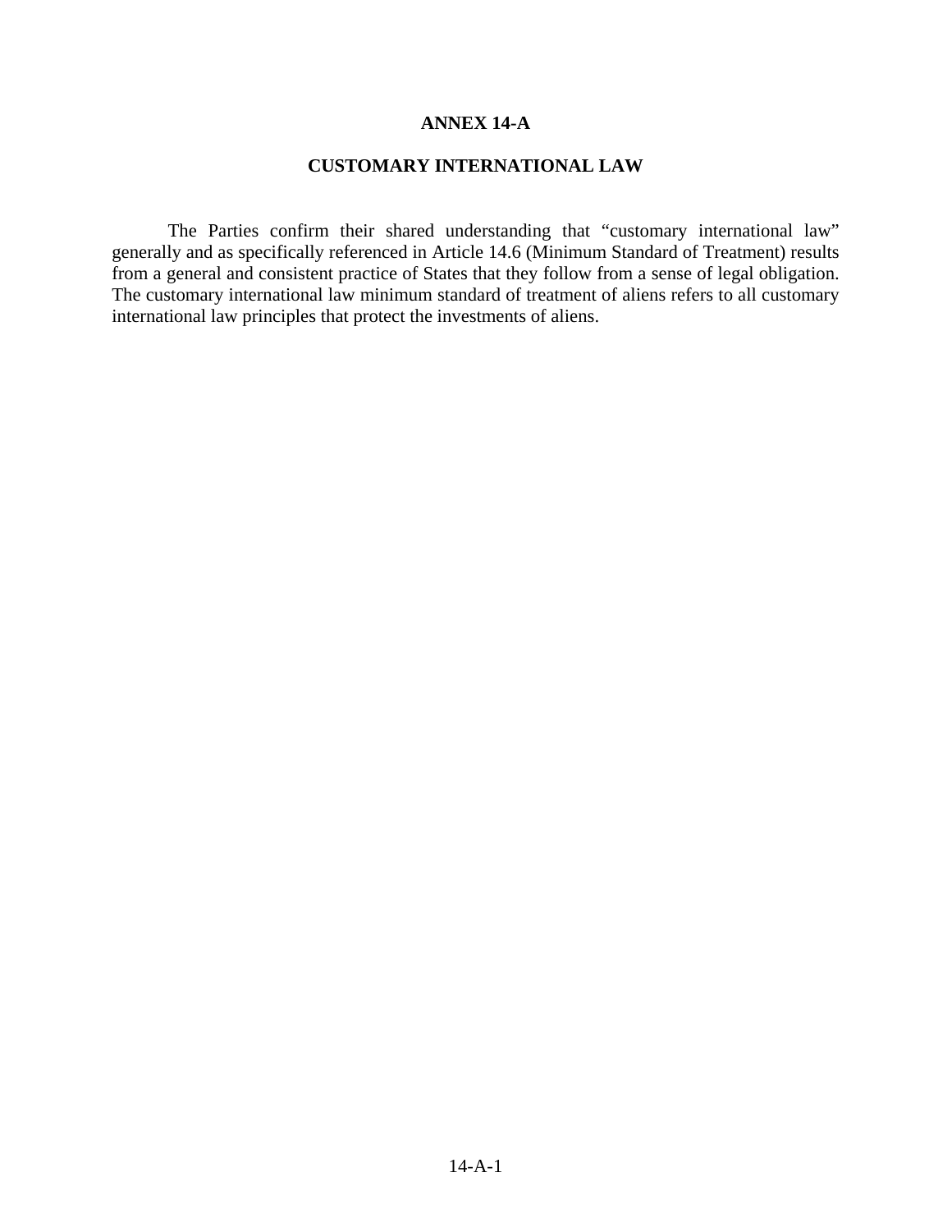# ANNEX 14-A

## CUSTOMARY INTERNATIONAL LAW

The Parties confirm their shared understanding that "customary international law" generally and as specifically referenced in Article 14.6 (Minimum Standard of Treatment) results from a general and consistent practice of States that they follow from a sense of legal obligation. The customary international law minimum standard of treatment of aliens refers to all customary international law principles that protect the investments of aliens.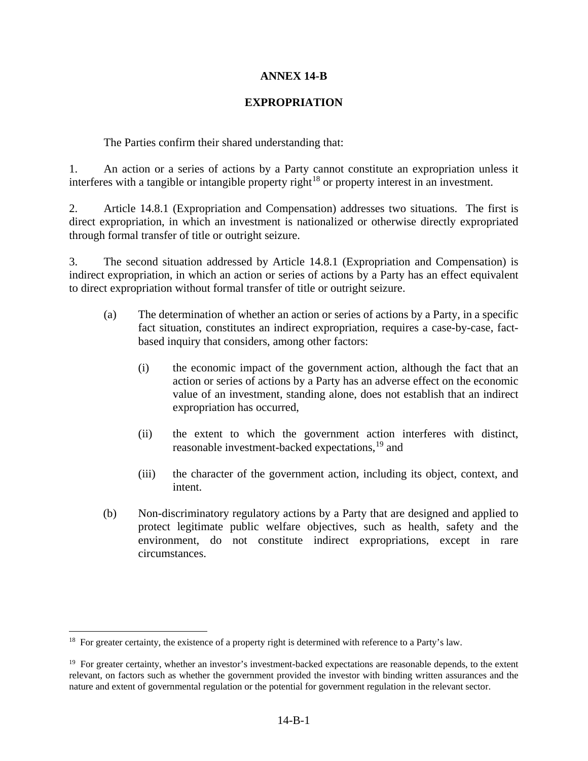# ANNEX 14-B

## EXPROPRIATION

The Parties confirm their shared understanding that:

1. An action or a series of actions by a Party cannot constitute an expropriation unless it interferes with a tangible or intangible property right[18] or property interest in an investment.

2. Article 14.8.1 (Expropriation and Compensation) addresses two situations. The first is direct expropriation, in which an investment is nationalized or otherwise directly expropriated through formal transfer of title or outright seizure.

3. The second situation addressed by Article 14.8.1 (Expropriation and Compensation) is indirect expropriation, in which an action or series of actions by a Party has an effect equivalent to direct expropriation without formal transfer of title or outright seizure.

   (a) The determination of whether an action or series of actions by a Party, in a specific fact situation, constitutes an indirect expropriation, requires a case-by-case, fact-based inquiry that considers, among other factors:

      (i) the economic impact of the government action, although the fact that an action or series of actions by a Party has an adverse effect on the economic value of an investment, standing alone, does not establish that an indirect expropriation has occurred,

      (ii) the extent to which the government action interferes with distinct, reasonable investment-backed expectations,[19] and

      (iii) the character of the government action, including its object, context, and intent.

   (b) Non-discriminatory regulatory actions by a Party that are designed and applied to protect legitimate public welfare objectives, such as health, safety and the environment, do not constitute indirect expropriations, except in rare circumstances.

---

[18] For greater certainty, the existence of a property right is determined with reference to a Party's law.

[19] For greater certainty, whether an investor's investment-backed expectations are reasonable depends, to the extent relevant, on factors such as whether the government provided the investor with binding written assurances and the nature and extent of governmental regulation or the potential for government regulation in the relevant sector.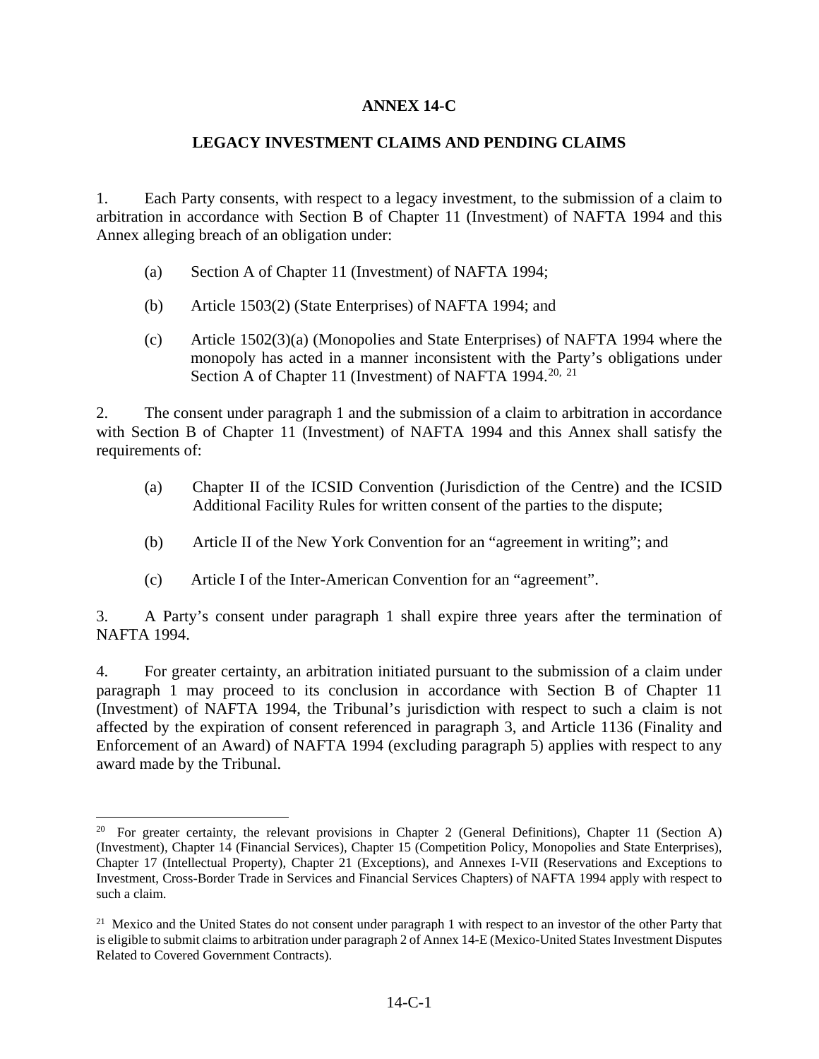# ANNEX 14-C

## LEGACY INVESTMENT CLAIMS AND PENDING CLAIMS

1. Each Party consents, with respect to a legacy investment, to the submission of a claim to arbitration in accordance with Section B of Chapter 11 (Investment) of NAFTA 1994 and this Annex alleging breach of an obligation under:

   (a) Section A of Chapter 11 (Investment) of NAFTA 1994;

   (b) Article 1503(2) (State Enterprises) of NAFTA 1994; and

   (c) Article 1502(3)(a) (Monopolies and State Enterprises) of NAFTA 1994 where the monopoly has acted in a manner inconsistent with the Party's obligations under Section A of Chapter 11 (Investment) of NAFTA 1994.[20, 21]

2. The consent under paragraph 1 and the submission of a claim to arbitration in accordance with Section B of Chapter 11 (Investment) of NAFTA 1994 and this Annex shall satisfy the requirements of:

   (a) Chapter II of the ICSID Convention (Jurisdiction of the Centre) and the ICSID Additional Facility Rules for written consent of the parties to the dispute;

   (b) Article II of the New York Convention for an "agreement in writing"; and

   (c) Article I of the Inter-American Convention for an "agreement".

3. A Party's consent under paragraph 1 shall expire three years after the termination of NAFTA 1994.

4. For greater certainty, an arbitration initiated pursuant to the submission of a claim under paragraph 1 may proceed to its conclusion in accordance with Section B of Chapter 11 (Investment) of NAFTA 1994, the Tribunal's jurisdiction with respect to such a claim is not affected by the expiration of consent referenced in paragraph 3, and Article 1136 (Finality and Enforcement of an Award) of NAFTA 1994 (excluding paragraph 5) applies with respect to any award made by the Tribunal.

---

[20] For greater certainty, the relevant provisions in Chapter 2 (General Definitions), Chapter 11 (Section A) (Investment), Chapter 14 (Financial Services), Chapter 15 (Competition Policy, Monopolies and State Enterprises), Chapter 17 (Intellectual Property), Chapter 21 (Exceptions), and Annexes I-VII (Reservations and Exceptions to Investment, Cross-Border Trade in Services and Financial Services Chapters) of NAFTA 1994 apply with respect to such a claim.

[21] Mexico and the United States do not consent under paragraph 1 with respect to an investor of the other Party that is eligible to submit claims to arbitration under paragraph 2 of Annex 14-E (Mexico-United States Investment Disputes Related to Covered Government Contracts).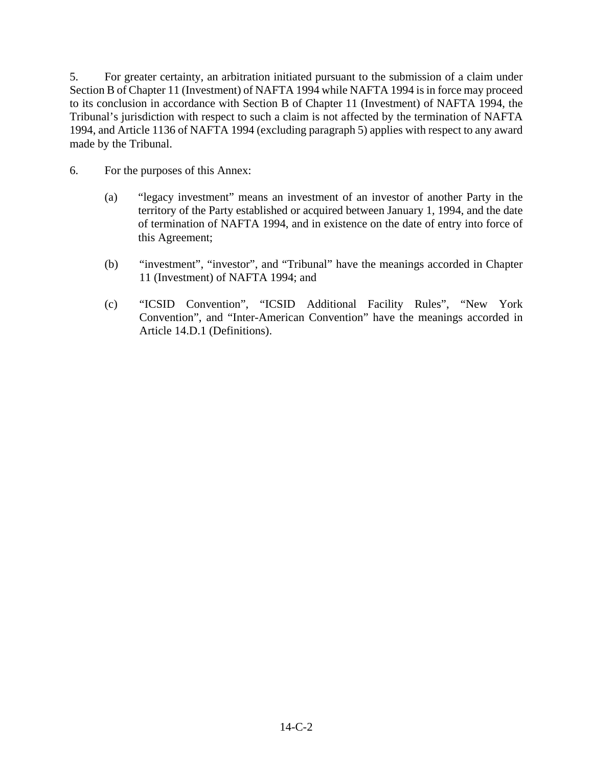5. For greater certainty, an arbitration initiated pursuant to the submission of a claim under Section B of Chapter 11 (Investment) of NAFTA 1994 while NAFTA 1994 is in force may proceed to its conclusion in accordance with Section B of Chapter 11 (Investment) of NAFTA 1994, the Tribunal's jurisdiction with respect to such a claim is not affected by the termination of NAFTA 1994, and Article 1136 of NAFTA 1994 (excluding paragraph 5) applies with respect to any award made by the Tribunal.

6. For the purposes of this Annex:

   (a) "legacy investment" means an investment of an investor of another Party in the territory of the Party established or acquired between January 1, 1994, and the date of termination of NAFTA 1994, and in existence on the date of entry into force of this Agreement;

   (b) "investment", "investor", and "Tribunal" have the meanings accorded in Chapter 11 (Investment) of NAFTA 1994; and

   (c) "ICSID Convention", "ICSID Additional Facility Rules", "New York Convention", and "Inter-American Convention" have the meanings accorded in Article 14.D.1 (Definitions).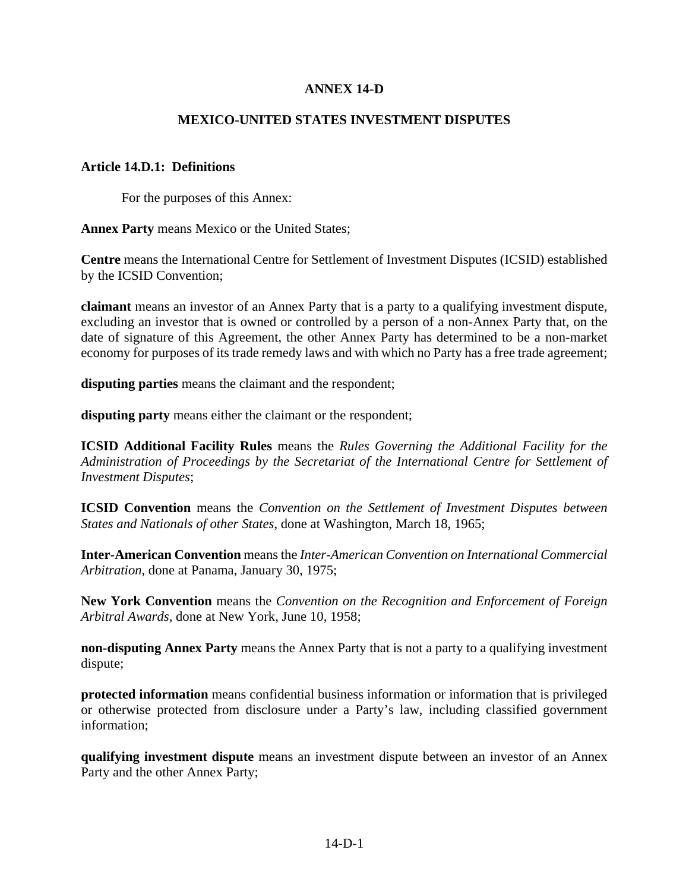# ANNEX 14-D

## MEXICO-UNITED STATES INVESTMENT DISPUTES

### Article 14.D.1: Definitions

For the purposes of this Annex:

**Annex Party** means Mexico or the United States;

**Centre** means the International Centre for Settlement of Investment Disputes (ICSID) established by the ICSID Convention;

**claimant** means an investor of an Annex Party that is a party to a qualifying investment dispute, excluding an investor that is owned or controlled by a person of a non-Annex Party that, on the date of signature of this Agreement, the other Annex Party has determined to be a non-market economy for purposes of its trade remedy laws and with which no Party has a free trade agreement;

**disputing parties** means the claimant and the respondent;

**disputing party** means either the claimant or the respondent;

**ICSID Additional Facility Rules** means the *Rules Governing the Additional Facility for the Administration of Proceedings by the Secretariat of the International Centre for Settlement of Investment Disputes*;

**ICSID Convention** means the *Convention on the Settlement of Investment Disputes between States and Nationals of other States*, done at Washington, March 18, 1965;

**Inter-American Convention** means the *Inter-American Convention on International Commercial Arbitration*, done at Panama, January 30, 1975;

**New York Convention** means the *Convention on the Recognition and Enforcement of Foreign Arbitral Awards*, done at New York, June 10, 1958;

**non-disputing Annex Party** means the Annex Party that is not a party to a qualifying investment dispute;

**protected information** means confidential business information or information that is privileged or otherwise protected from disclosure under a Party's law, including classified government information;

**qualifying investment dispute** means an investment dispute between an investor of an Annex Party and the other Annex Party;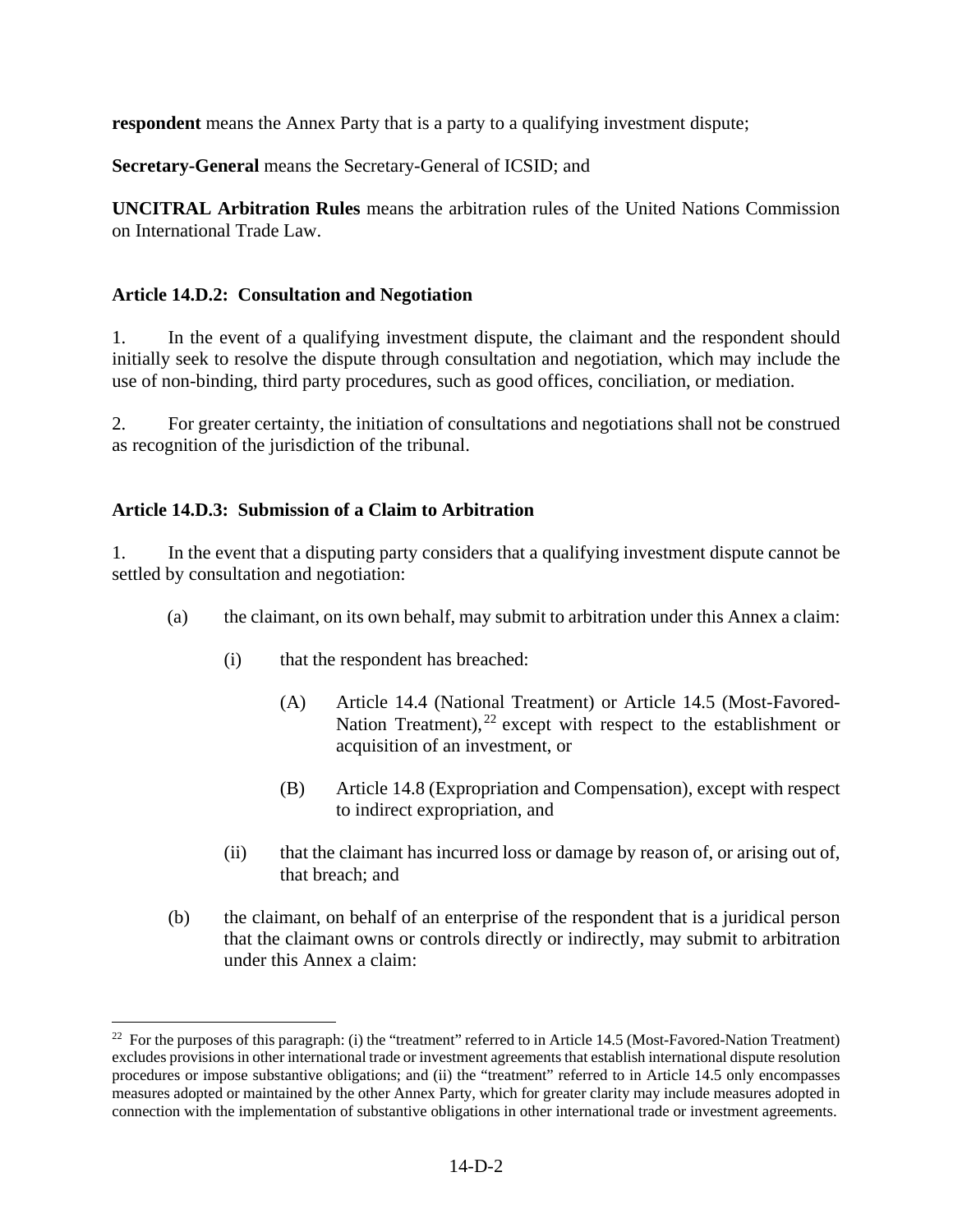**respondent** means the Annex Party that is a party to a qualifying investment dispute;

**Secretary-General** means the Secretary-General of ICSID; and

**UNCITRAL Arbitration Rules** means the arbitration rules of the United Nations Commission on International Trade Law.

### Article 14.D.2: Consultation and Negotiation

1. In the event of a qualifying investment dispute, the claimant and the respondent should initially seek to resolve the dispute through consultation and negotiation, which may include the use of non-binding, third party procedures, such as good offices, conciliation, or mediation.

2. For greater certainty, the initiation of consultations and negotiations shall not be construed as recognition of the jurisdiction of the tribunal.

### Article 14.D.3: Submission of a Claim to Arbitration

1. In the event that a disputing party considers that a qualifying investment dispute cannot be settled by consultation and negotiation:

   (a) the claimant, on its own behalf, may submit to arbitration under this Annex a claim:

      (i) that the respondent has breached:

         (A) Article 14.4 (National Treatment) or Article 14.5 (Most-Favored-Nation Treatment),[22] except with respect to the establishment or acquisition of an investment, or

         (B) Article 14.8 (Expropriation and Compensation), except with respect to indirect expropriation, and

      (ii) that the claimant has incurred loss or damage by reason of, or arising out of, that breach; and

   (b) the claimant, on behalf of an enterprise of the respondent that is a juridical person that the claimant owns or controls directly or indirectly, may submit to arbitration under this Annex a claim:

---

[22] For the purposes of this paragraph: (i) the "treatment" referred to in Article 14.5 (Most-Favored-Nation Treatment) excludes provisions in other international trade or investment agreements that establish international dispute resolution procedures or impose substantive obligations; and (ii) the "treatment" referred to in Article 14.5 only encompasses measures adopted or maintained by the other Annex Party, which for greater clarity may include measures adopted in connection with the implementation of substantive obligations in other international trade or investment agreements.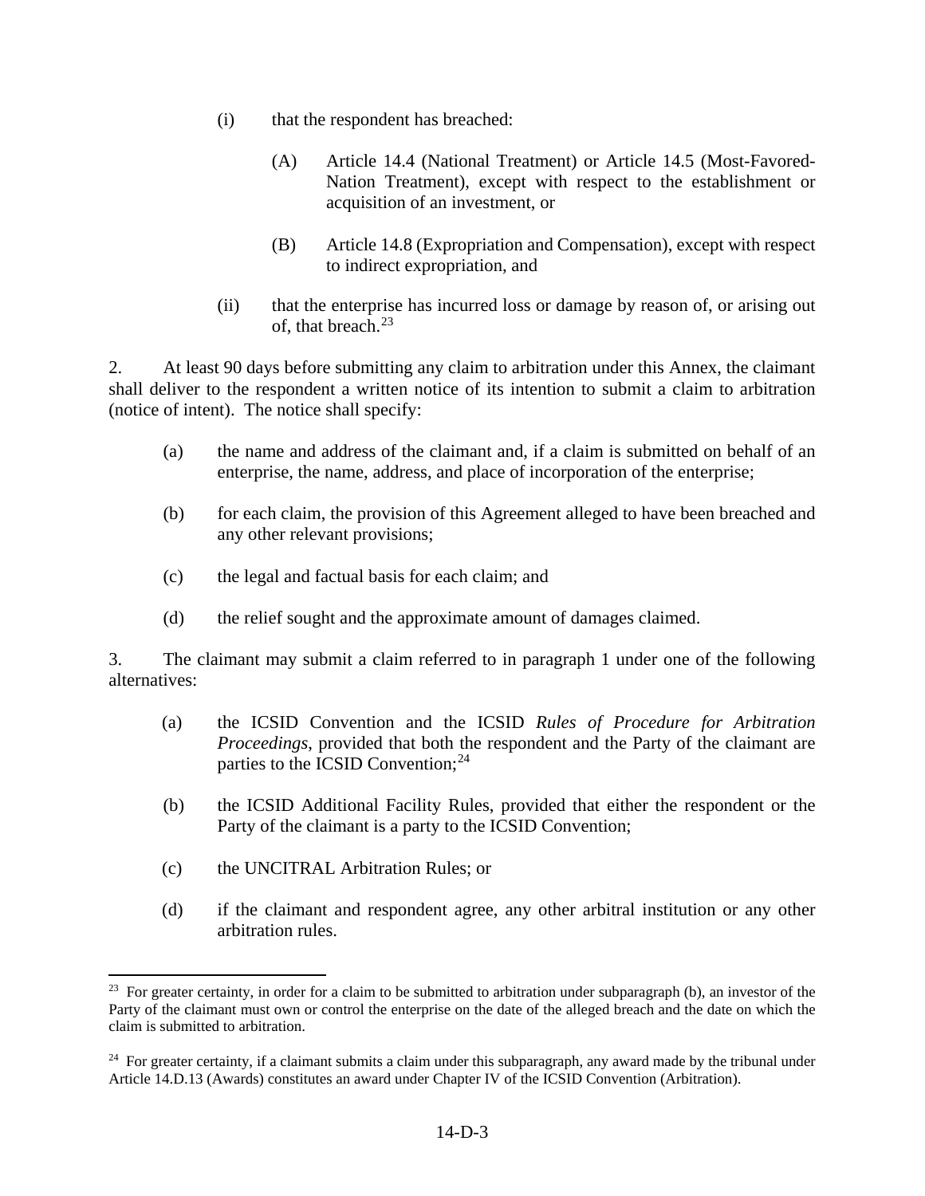(i) that the respondent has breached:

  (A) Article 14.4 (National Treatment) or Article 14.5 (Most-Favored-Nation Treatment), except with respect to the establishment or acquisition of an investment, or

  (B) Article 14.8 (Expropriation and Compensation), except with respect to indirect expropriation, and

(ii) that the enterprise has incurred loss or damage by reason of, or arising out of, that breach.[23]

2. At least 90 days before submitting any claim to arbitration under this Annex, the claimant shall deliver to the respondent a written notice of its intention to submit a claim to arbitration (notice of intent). The notice shall specify:

(a) the name and address of the claimant and, if a claim is submitted on behalf of an enterprise, the name, address, and place of incorporation of the enterprise;

(b) for each claim, the provision of this Agreement alleged to have been breached and any other relevant provisions;

(c) the legal and factual basis for each claim; and

(d) the relief sought and the approximate amount of damages claimed.

3. The claimant may submit a claim referred to in paragraph 1 under one of the following alternatives:

(a) the ICSID Convention and the ICSID *Rules of Procedure for Arbitration Proceedings*, provided that both the respondent and the Party of the claimant are parties to the ICSID Convention;[24]

(b) the ICSID Additional Facility Rules, provided that either the respondent or the Party of the claimant is a party to the ICSID Convention;

(c) the UNCITRAL Arbitration Rules; or

(d) if the claimant and respondent agree, any other arbitral institution or any other arbitration rules.

---

[23] For greater certainty, in order for a claim to be submitted to arbitration under subparagraph (b), an investor of the Party of the claimant must own or control the enterprise on the date of the alleged breach and the date on which the claim is submitted to arbitration.

[24] For greater certainty, if a claimant submits a claim under this subparagraph, any award made by the tribunal under Article 14.D.13 (Awards) constitutes an award under Chapter IV of the ICSID Convention (Arbitration).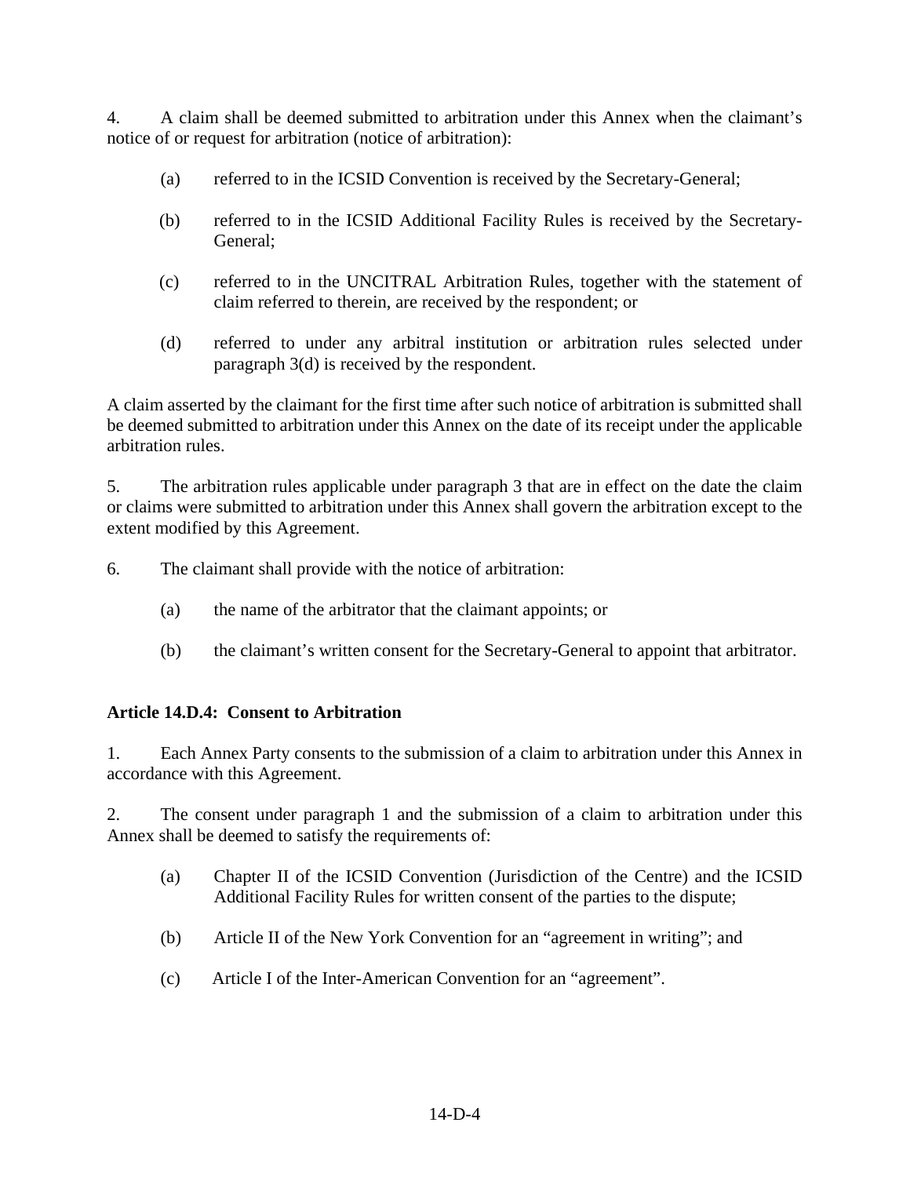4. A claim shall be deemed submitted to arbitration under this Annex when the claimant's notice of or request for arbitration (notice of arbitration):

(a) referred to in the ICSID Convention is received by the Secretary-General;

(b) referred to in the ICSID Additional Facility Rules is received by the Secretary-General;

(c) referred to in the UNCITRAL Arbitration Rules, together with the statement of claim referred to therein, are received by the respondent; or

(d) referred to under any arbitral institution or arbitration rules selected under paragraph 3(d) is received by the respondent.

A claim asserted by the claimant for the first time after such notice of arbitration is submitted shall be deemed submitted to arbitration under this Annex on the date of its receipt under the applicable arbitration rules.

5. The arbitration rules applicable under paragraph 3 that are in effect on the date the claim or claims were submitted to arbitration under this Annex shall govern the arbitration except to the extent modified by this Agreement.

6. The claimant shall provide with the notice of arbitration:

(a) the name of the arbitrator that the claimant appoints; or

(b) the claimant's written consent for the Secretary-General to appoint that arbitrator.

**Article 14.D.4: Consent to Arbitration**

1. Each Annex Party consents to the submission of a claim to arbitration under this Annex in accordance with this Agreement.

2. The consent under paragraph 1 and the submission of a claim to arbitration under this Annex shall be deemed to satisfy the requirements of:

(a) Chapter II of the ICSID Convention (Jurisdiction of the Centre) and the ICSID Additional Facility Rules for written consent of the parties to the dispute;

(b) Article II of the New York Convention for an "agreement in writing"; and

(c) Article I of the Inter-American Convention for an "agreement".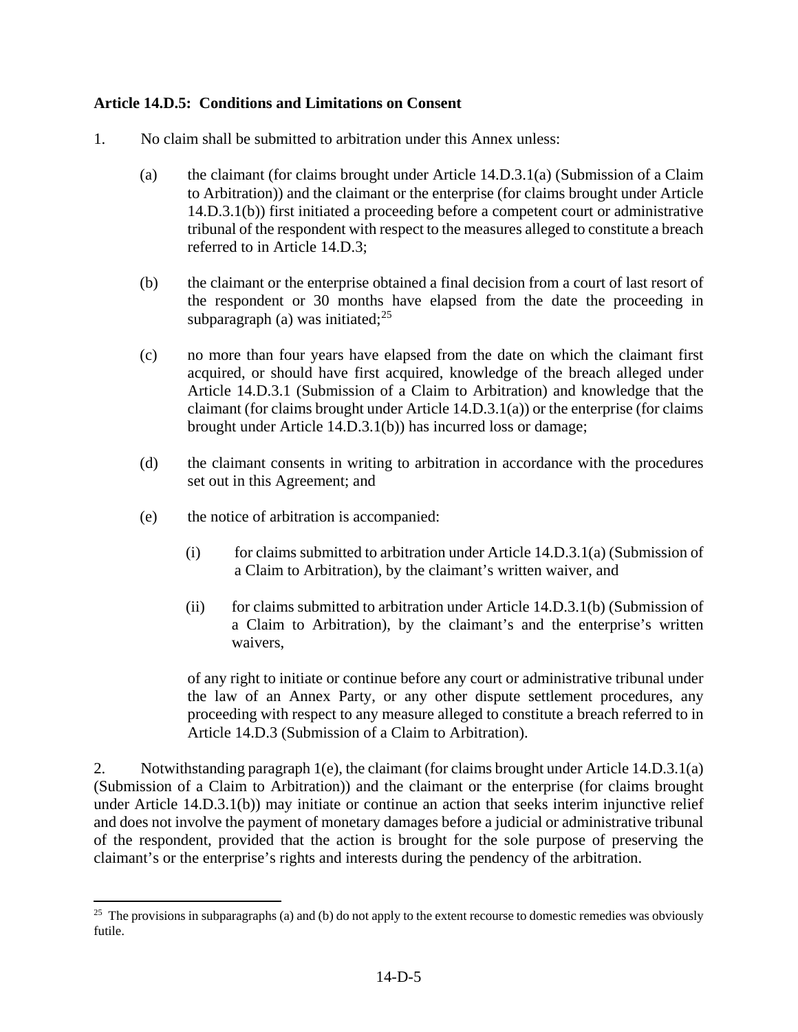**Article 14.D.5: Conditions and Limitations on Consent**

1. No claim shall be submitted to arbitration under this Annex unless:

   (a) the claimant (for claims brought under Article 14.D.3.1(a) (Submission of a Claim to Arbitration)) and the claimant or the enterprise (for claims brought under Article 14.D.3.1(b)) first initiated a proceeding before a competent court or administrative tribunal of the respondent with respect to the measures alleged to constitute a breach referred to in Article 14.D.3;

   (b) the claimant or the enterprise obtained a final decision from a court of last resort of the respondent or 30 months have elapsed from the date the proceeding in subparagraph (a) was initiated;[25]

   (c) no more than four years have elapsed from the date on which the claimant first acquired, or should have first acquired, knowledge of the breach alleged under Article 14.D.3.1 (Submission of a Claim to Arbitration) and knowledge that the claimant (for claims brought under Article 14.D.3.1(a)) or the enterprise (for claims brought under Article 14.D.3.1(b)) has incurred loss or damage;

   (d) the claimant consents in writing to arbitration in accordance with the procedures set out in this Agreement; and

   (e) the notice of arbitration is accompanied:

      (i) for claims submitted to arbitration under Article 14.D.3.1(a) (Submission of a Claim to Arbitration), by the claimant's written waiver, and

      (ii) for claims submitted to arbitration under Article 14.D.3.1(b) (Submission of a Claim to Arbitration), by the claimant's and the enterprise's written waivers,

   of any right to initiate or continue before any court or administrative tribunal under the law of an Annex Party, or any other dispute settlement procedures, any proceeding with respect to any measure alleged to constitute a breach referred to in Article 14.D.3 (Submission of a Claim to Arbitration).

2. Notwithstanding paragraph 1(e), the claimant (for claims brought under Article 14.D.3.1(a) (Submission of a Claim to Arbitration)) and the claimant or the enterprise (for claims brought under Article 14.D.3.1(b)) may initiate or continue an action that seeks interim injunctive relief and does not involve the payment of monetary damages before a judicial or administrative tribunal of the respondent, provided that the action is brought for the sole purpose of preserving the claimant's or the enterprise's rights and interests during the pendency of the arbitration.

[25] The provisions in subparagraphs (a) and (b) do not apply to the extent recourse to domestic remedies was obviously futile.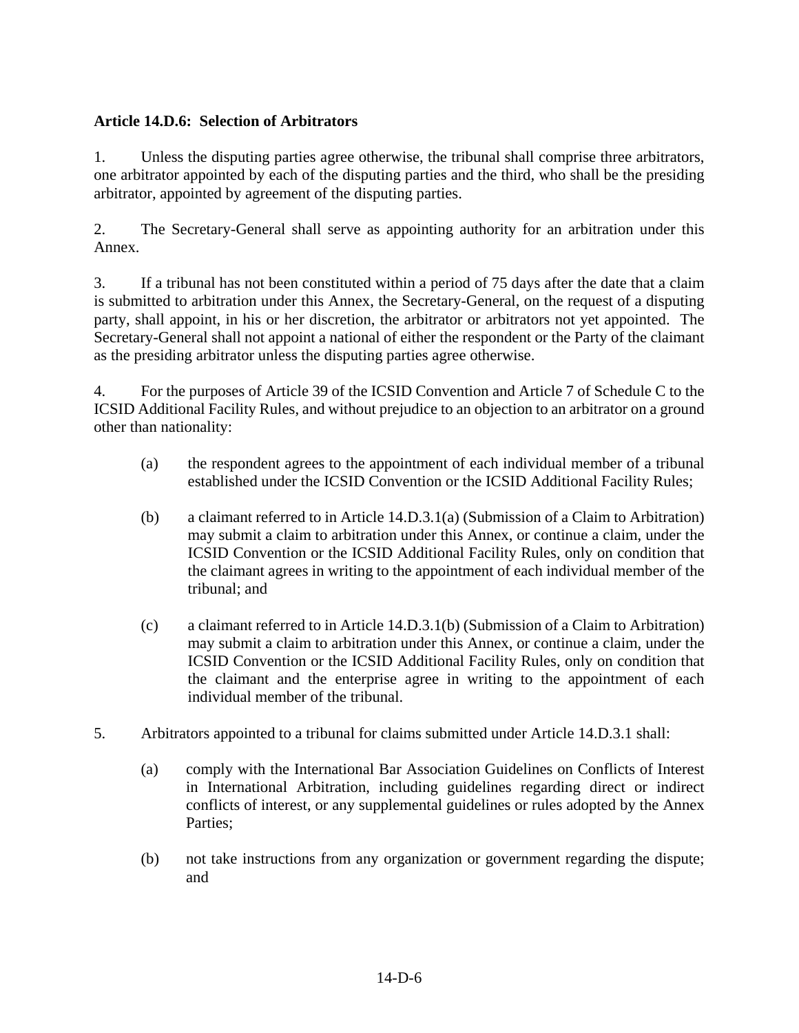**Article 14.D.6: Selection of Arbitrators**

1. Unless the disputing parties agree otherwise, the tribunal shall comprise three arbitrators, one arbitrator appointed by each of the disputing parties and the third, who shall be the presiding arbitrator, appointed by agreement of the disputing parties.

2. The Secretary-General shall serve as appointing authority for an arbitration under this Annex.

3. If a tribunal has not been constituted within a period of 75 days after the date that a claim is submitted to arbitration under this Annex, the Secretary-General, on the request of a disputing party, shall appoint, in his or her discretion, the arbitrator or arbitrators not yet appointed. The Secretary-General shall not appoint a national of either the respondent or the Party of the claimant as the presiding arbitrator unless the disputing parties agree otherwise.

4. For the purposes of Article 39 of the ICSID Convention and Article 7 of Schedule C to the ICSID Additional Facility Rules, and without prejudice to an objection to an arbitrator on a ground other than nationality:

   (a) the respondent agrees to the appointment of each individual member of a tribunal established under the ICSID Convention or the ICSID Additional Facility Rules;

   (b) a claimant referred to in Article 14.D.3.1(a) (Submission of a Claim to Arbitration) may submit a claim to arbitration under this Annex, or continue a claim, under the ICSID Convention or the ICSID Additional Facility Rules, only on condition that the claimant agrees in writing to the appointment of each individual member of the tribunal; and

   (c) a claimant referred to in Article 14.D.3.1(b) (Submission of a Claim to Arbitration) may submit a claim to arbitration under this Annex, or continue a claim, under the ICSID Convention or the ICSID Additional Facility Rules, only on condition that the claimant and the enterprise agree in writing to the appointment of each individual member of the tribunal.

5. Arbitrators appointed to a tribunal for claims submitted under Article 14.D.3.1 shall:

   (a) comply with the International Bar Association Guidelines on Conflicts of Interest in International Arbitration, including guidelines regarding direct or indirect conflicts of interest, or any supplemental guidelines or rules adopted by the Annex Parties;

   (b) not take instructions from any organization or government regarding the dispute; and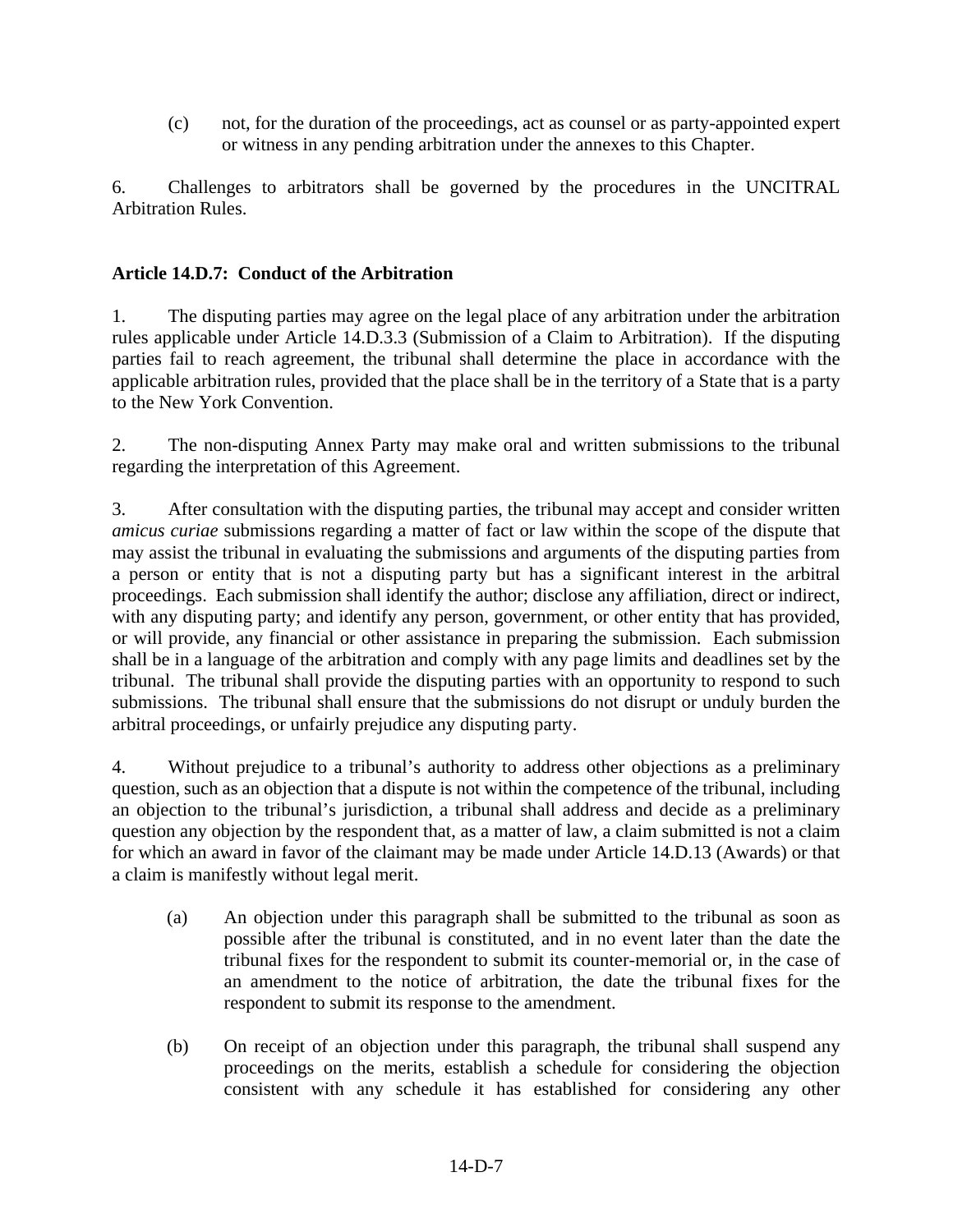(c) not, for the duration of the proceedings, act as counsel or as party-appointed expert or witness in any pending arbitration under the annexes to this Chapter.

6. Challenges to arbitrators shall be governed by the procedures in the UNCITRAL Arbitration Rules.

**Article 14.D.7: Conduct of the Arbitration**

1. The disputing parties may agree on the legal place of any arbitration under the arbitration rules applicable under Article 14.D.3.3 (Submission of a Claim to Arbitration). If the disputing parties fail to reach agreement, the tribunal shall determine the place in accordance with the applicable arbitration rules, provided that the place shall be in the territory of a State that is a party to the New York Convention.

2. The non-disputing Annex Party may make oral and written submissions to the tribunal regarding the interpretation of this Agreement.

3. After consultation with the disputing parties, the tribunal may accept and consider written *amicus curiae* submissions regarding a matter of fact or law within the scope of the dispute that may assist the tribunal in evaluating the submissions and arguments of the disputing parties from a person or entity that is not a disputing party but has a significant interest in the arbitral proceedings. Each submission shall identify the author; disclose any affiliation, direct or indirect, with any disputing party; and identify any person, government, or other entity that has provided, or will provide, any financial or other assistance in preparing the submission. Each submission shall be in a language of the arbitration and comply with any page limits and deadlines set by the tribunal. The tribunal shall provide the disputing parties with an opportunity to respond to such submissions. The tribunal shall ensure that the submissions do not disrupt or unduly burden the arbitral proceedings, or unfairly prejudice any disputing party.

4. Without prejudice to a tribunal's authority to address other objections as a preliminary question, such as an objection that a dispute is not within the competence of the tribunal, including an objection to the tribunal's jurisdiction, a tribunal shall address and decide as a preliminary question any objection by the respondent that, as a matter of law, a claim submitted is not a claim for which an award in favor of the claimant may be made under Article 14.D.13 (Awards) or that a claim is manifestly without legal merit.

(a) An objection under this paragraph shall be submitted to the tribunal as soon as possible after the tribunal is constituted, and in no event later than the date the tribunal fixes for the respondent to submit its counter-memorial or, in the case of an amendment to the notice of arbitration, the date the tribunal fixes for the respondent to submit its response to the amendment.

(b) On receipt of an objection under this paragraph, the tribunal shall suspend any proceedings on the merits, establish a schedule for considering the objection consistent with any schedule it has established for considering any other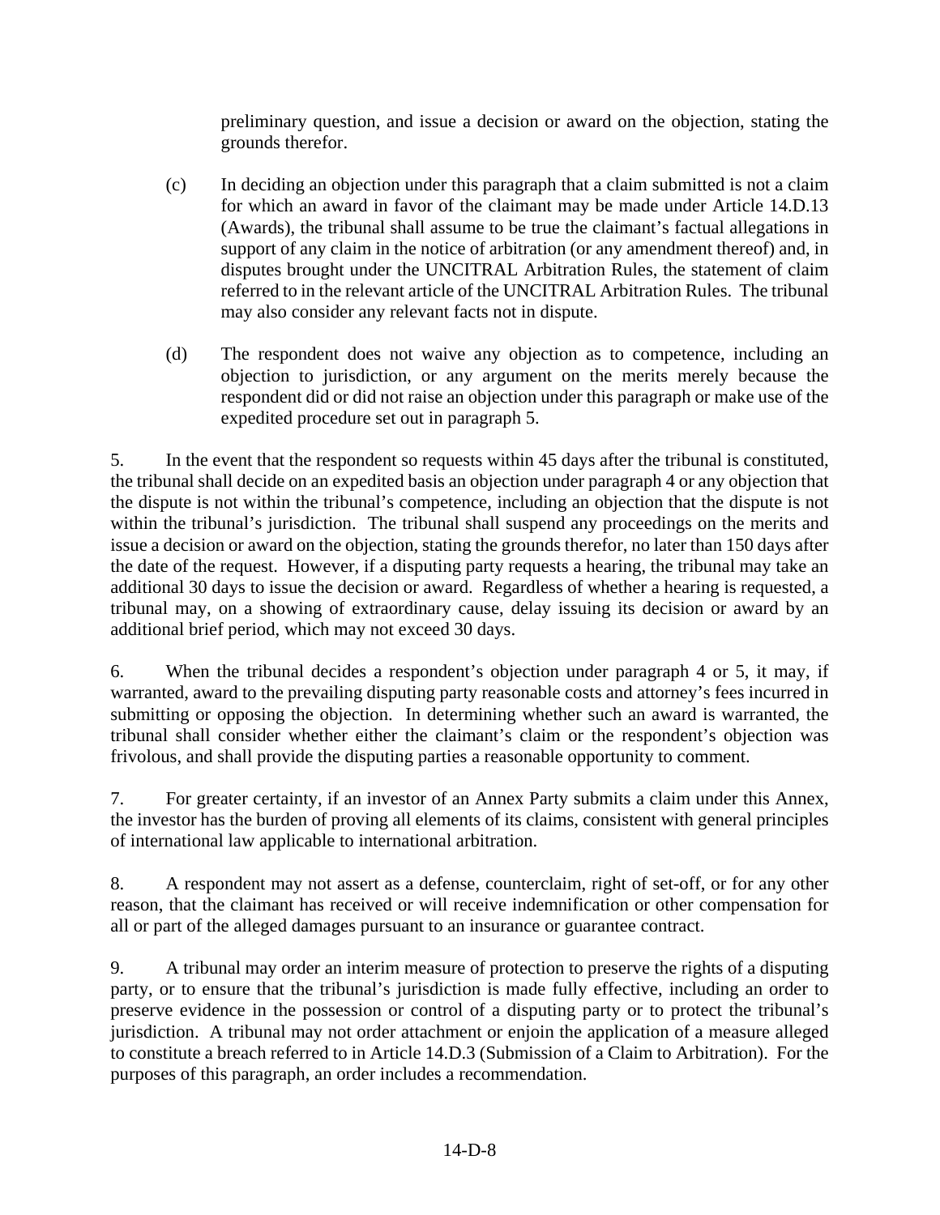preliminary question, and issue a decision or award on the objection, stating the grounds therefor.

(c) In deciding an objection under this paragraph that a claim submitted is not a claim for which an award in favor of the claimant may be made under Article 14.D.13 (Awards), the tribunal shall assume to be true the claimant's factual allegations in support of any claim in the notice of arbitration (or any amendment thereof) and, in disputes brought under the UNCITRAL Arbitration Rules, the statement of claim referred to in the relevant article of the UNCITRAL Arbitration Rules. The tribunal may also consider any relevant facts not in dispute.

(d) The respondent does not waive any objection as to competence, including an objection to jurisdiction, or any argument on the merits merely because the respondent did or did not raise an objection under this paragraph or make use of the expedited procedure set out in paragraph 5.

5. In the event that the respondent so requests within 45 days after the tribunal is constituted, the tribunal shall decide on an expedited basis an objection under paragraph 4 or any objection that the dispute is not within the tribunal's competence, including an objection that the dispute is not within the tribunal's jurisdiction. The tribunal shall suspend any proceedings on the merits and issue a decision or award on the objection, stating the grounds therefor, no later than 150 days after the date of the request. However, if a disputing party requests a hearing, the tribunal may take an additional 30 days to issue the decision or award. Regardless of whether a hearing is requested, a tribunal may, on a showing of extraordinary cause, delay issuing its decision or award by an additional brief period, which may not exceed 30 days.

6. When the tribunal decides a respondent's objection under paragraph 4 or 5, it may, if warranted, award to the prevailing disputing party reasonable costs and attorney's fees incurred in submitting or opposing the objection. In determining whether such an award is warranted, the tribunal shall consider whether either the claimant's claim or the respondent's objection was frivolous, and shall provide the disputing parties a reasonable opportunity to comment.

7. For greater certainty, if an investor of an Annex Party submits a claim under this Annex, the investor has the burden of proving all elements of its claims, consistent with general principles of international law applicable to international arbitration.

8. A respondent may not assert as a defense, counterclaim, right of set-off, or for any other reason, that the claimant has received or will receive indemnification or other compensation for all or part of the alleged damages pursuant to an insurance or guarantee contract.

9. A tribunal may order an interim measure of protection to preserve the rights of a disputing party, or to ensure that the tribunal's jurisdiction is made fully effective, including an order to preserve evidence in the possession or control of a disputing party or to protect the tribunal's jurisdiction. A tribunal may not order attachment or enjoin the application of a measure alleged to constitute a breach referred to in Article 14.D.3 (Submission of a Claim to Arbitration). For the purposes of this paragraph, an order includes a recommendation.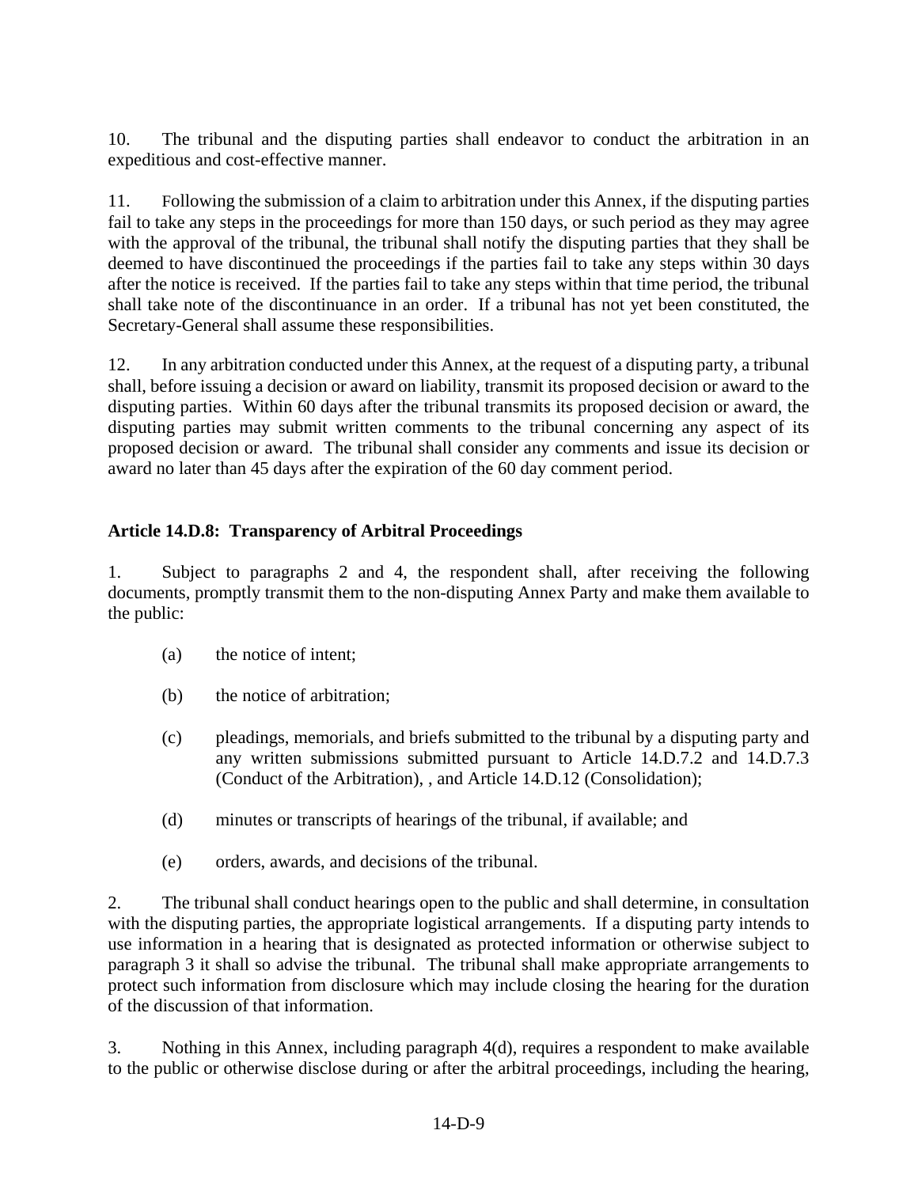10. The tribunal and the disputing parties shall endeavor to conduct the arbitration in an expeditious and cost-effective manner.

11. Following the submission of a claim to arbitration under this Annex, if the disputing parties fail to take any steps in the proceedings for more than 150 days, or such period as they may agree with the approval of the tribunal, the tribunal shall notify the disputing parties that they shall be deemed to have discontinued the proceedings if the parties fail to take any steps within 30 days after the notice is received. If the parties fail to take any steps within that time period, the tribunal shall take note of the discontinuance in an order. If a tribunal has not yet been constituted, the Secretary-General shall assume these responsibilities.

12. In any arbitration conducted under this Annex, at the request of a disputing party, a tribunal shall, before issuing a decision or award on liability, transmit its proposed decision or award to the disputing parties. Within 60 days after the tribunal transmits its proposed decision or award, the disputing parties may submit written comments to the tribunal concerning any aspect of its proposed decision or award. The tribunal shall consider any comments and issue its decision or award no later than 45 days after the expiration of the 60 day comment period.

**Article 14.D.8: Transparency of Arbitral Proceedings**

1. Subject to paragraphs 2 and 4, the respondent shall, after receiving the following documents, promptly transmit them to the non-disputing Annex Party and make them available to the public:

(a) the notice of intent;

(b) the notice of arbitration;

(c) pleadings, memorials, and briefs submitted to the tribunal by a disputing party and any written submissions submitted pursuant to Article 14.D.7.2 and 14.D.7.3 (Conduct of the Arbitration), , and Article 14.D.12 (Consolidation);

(d) minutes or transcripts of hearings of the tribunal, if available; and

(e) orders, awards, and decisions of the tribunal.

2. The tribunal shall conduct hearings open to the public and shall determine, in consultation with the disputing parties, the appropriate logistical arrangements. If a disputing party intends to use information in a hearing that is designated as protected information or otherwise subject to paragraph 3 it shall so advise the tribunal. The tribunal shall make appropriate arrangements to protect such information from disclosure which may include closing the hearing for the duration of the discussion of that information.

3. Nothing in this Annex, including paragraph 4(d), requires a respondent to make available to the public or otherwise disclose during or after the arbitral proceedings, including the hearing,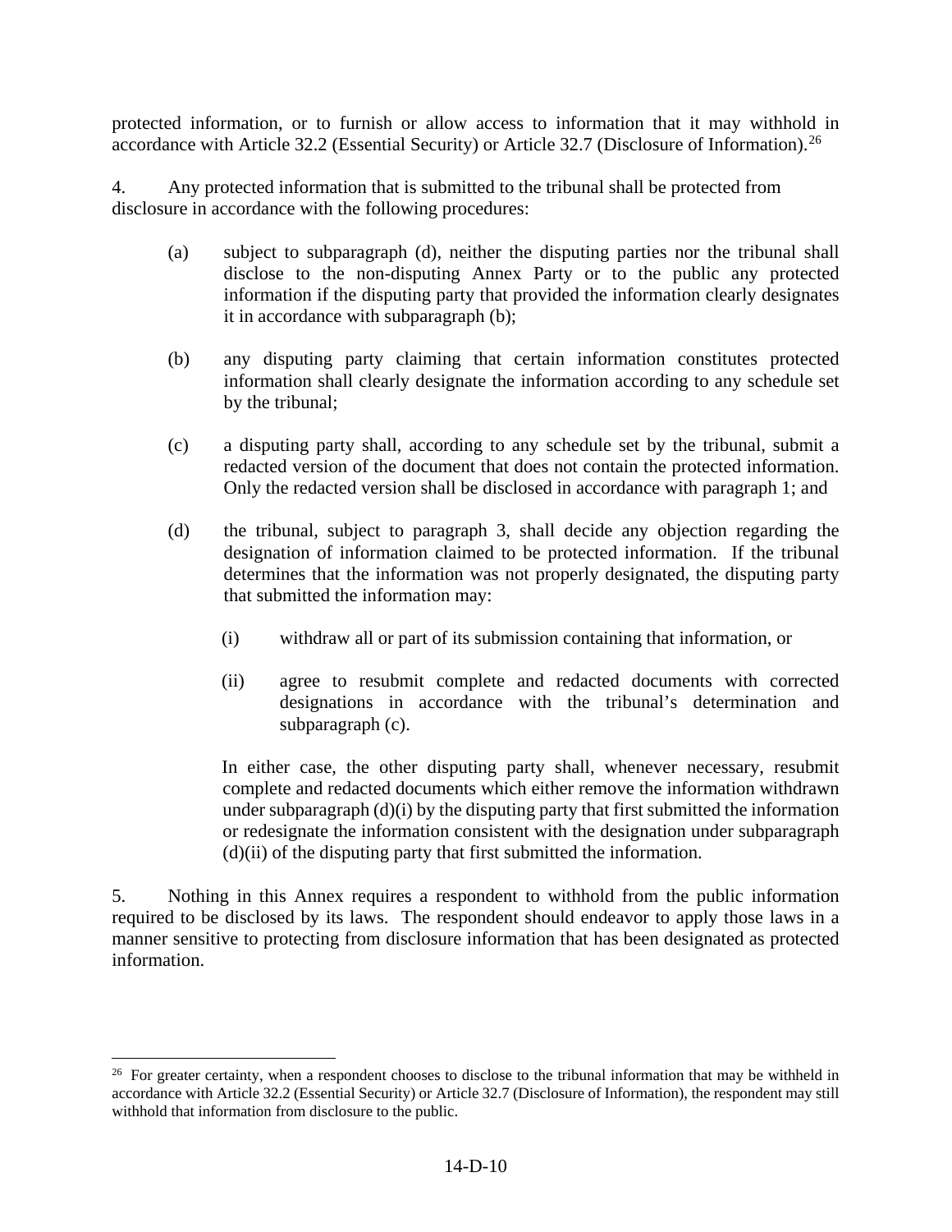protected information, or to furnish or allow access to information that it may withhold in accordance with Article 32.2 (Essential Security) or Article 32.7 (Disclosure of Information).[26]

4. Any protected information that is submitted to the tribunal shall be protected from disclosure in accordance with the following procedures:

(a) subject to subparagraph (d), neither the disputing parties nor the tribunal shall disclose to the non-disputing Annex Party or to the public any protected information if the disputing party that provided the information clearly designates it in accordance with subparagraph (b);

(b) any disputing party claiming that certain information constitutes protected information shall clearly designate the information according to any schedule set by the tribunal;

(c) a disputing party shall, according to any schedule set by the tribunal, submit a redacted version of the document that does not contain the protected information. Only the redacted version shall be disclosed in accordance with paragraph 1; and

(d) the tribunal, subject to paragraph 3, shall decide any objection regarding the designation of information claimed to be protected information. If the tribunal determines that the information was not properly designated, the disputing party that submitted the information may:

(i) withdraw all or part of its submission containing that information, or

(ii) agree to resubmit complete and redacted documents with corrected designations in accordance with the tribunal's determination and subparagraph (c).

In either case, the other disputing party shall, whenever necessary, resubmit complete and redacted documents which either remove the information withdrawn under subparagraph (d)(i) by the disputing party that first submitted the information or redesignate the information consistent with the designation under subparagraph (d)(ii) of the disputing party that first submitted the information.

5. Nothing in this Annex requires a respondent to withhold from the public information required to be disclosed by its laws. The respondent should endeavor to apply those laws in a manner sensitive to protecting from disclosure information that has been designated as protected information.

[26] For greater certainty, when a respondent chooses to disclose to the tribunal information that may be withheld in accordance with Article 32.2 (Essential Security) or Article 32.7 (Disclosure of Information), the respondent may still withhold that information from disclosure to the public.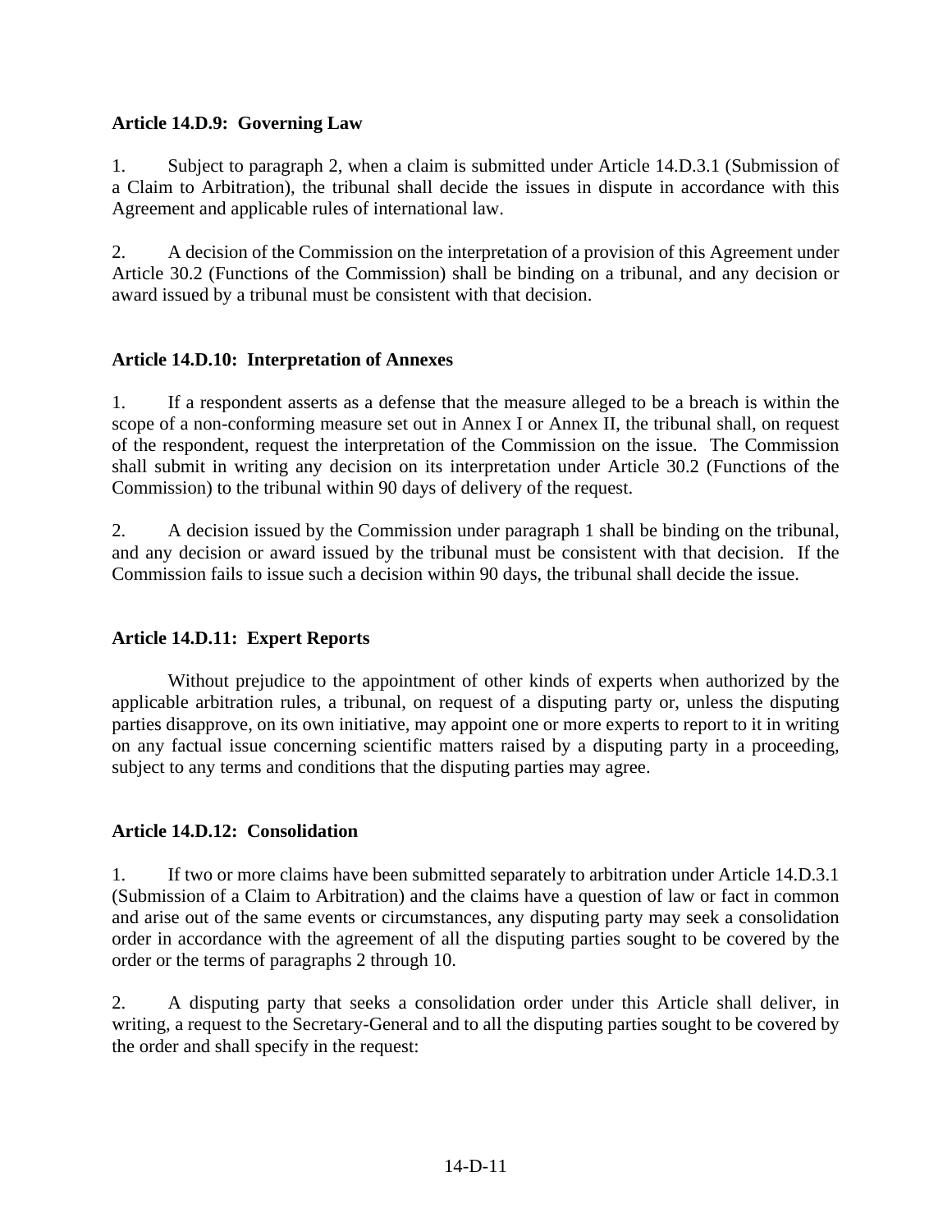**Article 14.D.9: Governing Law**

1. Subject to paragraph 2, when a claim is submitted under Article 14.D.3.1 (Submission of a Claim to Arbitration), the tribunal shall decide the issues in dispute in accordance with this Agreement and applicable rules of international law.

2. A decision of the Commission on the interpretation of a provision of this Agreement under Article 30.2 (Functions of the Commission) shall be binding on a tribunal, and any decision or award issued by a tribunal must be consistent with that decision.

**Article 14.D.10: Interpretation of Annexes**

1. If a respondent asserts as a defense that the measure alleged to be a breach is within the scope of a non-conforming measure set out in Annex I or Annex II, the tribunal shall, on request of the respondent, request the interpretation of the Commission on the issue. The Commission shall submit in writing any decision on its interpretation under Article 30.2 (Functions of the Commission) to the tribunal within 90 days of delivery of the request.

2. A decision issued by the Commission under paragraph 1 shall be binding on the tribunal, and any decision or award issued by the tribunal must be consistent with that decision. If the Commission fails to issue such a decision within 90 days, the tribunal shall decide the issue.

**Article 14.D.11: Expert Reports**

Without prejudice to the appointment of other kinds of experts when authorized by the applicable arbitration rules, a tribunal, on request of a disputing party or, unless the disputing parties disapprove, on its own initiative, may appoint one or more experts to report to it in writing on any factual issue concerning scientific matters raised by a disputing party in a proceeding, subject to any terms and conditions that the disputing parties may agree.

**Article 14.D.12: Consolidation**

1. If two or more claims have been submitted separately to arbitration under Article 14.D.3.1 (Submission of a Claim to Arbitration) and the claims have a question of law or fact in common and arise out of the same events or circumstances, any disputing party may seek a consolidation order in accordance with the agreement of all the disputing parties sought to be covered by the order or the terms of paragraphs 2 through 10.

2. A disputing party that seeks a consolidation order under this Article shall deliver, in writing, a request to the Secretary-General and to all the disputing parties sought to be covered by the order and shall specify in the request: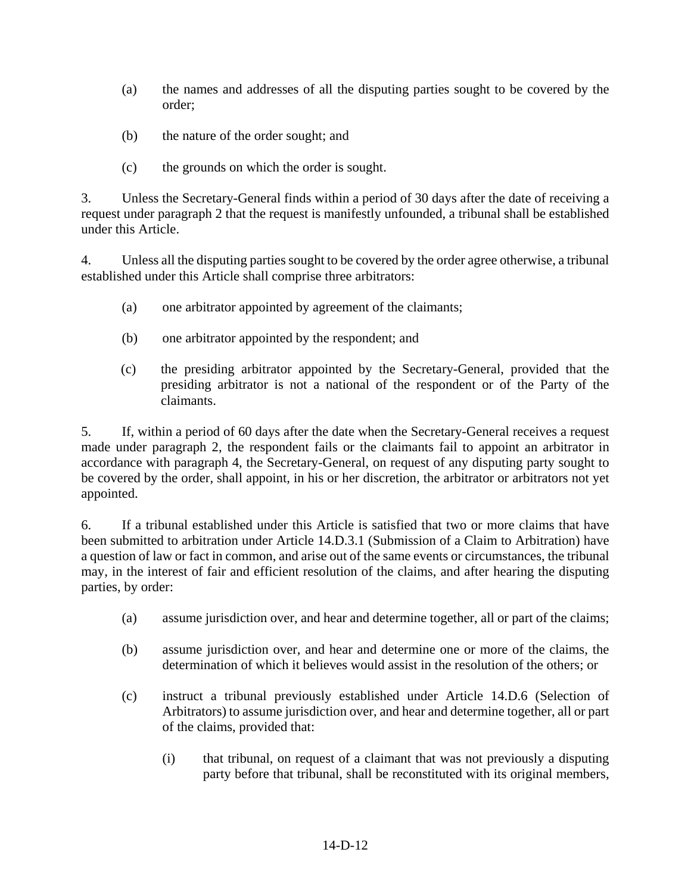(a) the names and addresses of all the disputing parties sought to be covered by the order;

(b) the nature of the order sought; and

(c) the grounds on which the order is sought.

3. Unless the Secretary-General finds within a period of 30 days after the date of receiving a request under paragraph 2 that the request is manifestly unfounded, a tribunal shall be established under this Article.

4. Unless all the disputing parties sought to be covered by the order agree otherwise, a tribunal established under this Article shall comprise three arbitrators:

(a) one arbitrator appointed by agreement of the claimants;

(b) one arbitrator appointed by the respondent; and

(c) the presiding arbitrator appointed by the Secretary-General, provided that the presiding arbitrator is not a national of the respondent or of the Party of the claimants.

5. If, within a period of 60 days after the date when the Secretary-General receives a request made under paragraph 2, the respondent fails or the claimants fail to appoint an arbitrator in accordance with paragraph 4, the Secretary-General, on request of any disputing party sought to be covered by the order, shall appoint, in his or her discretion, the arbitrator or arbitrators not yet appointed.

6. If a tribunal established under this Article is satisfied that two or more claims that have been submitted to arbitration under Article 14.D.3.1 (Submission of a Claim to Arbitration) have a question of law or fact in common, and arise out of the same events or circumstances, the tribunal may, in the interest of fair and efficient resolution of the claims, and after hearing the disputing parties, by order:

(a) assume jurisdiction over, and hear and determine together, all or part of the claims;

(b) assume jurisdiction over, and hear and determine one or more of the claims, the determination of which it believes would assist in the resolution of the others; or

(c) instruct a tribunal previously established under Article 14.D.6 (Selection of Arbitrators) to assume jurisdiction over, and hear and determine together, all or part of the claims, provided that:

(i) that tribunal, on request of a claimant that was not previously a disputing party before that tribunal, shall be reconstituted with its original members,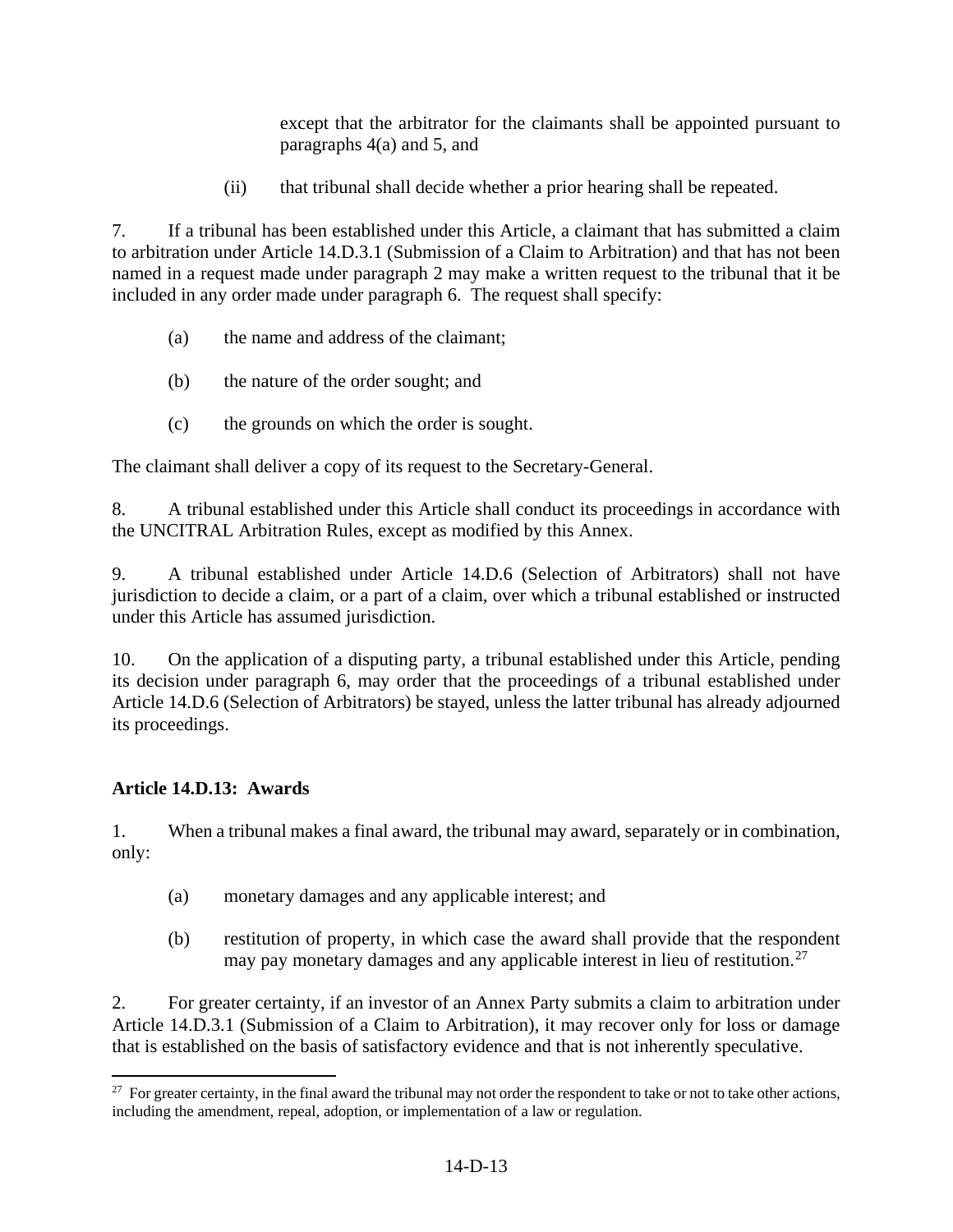except that the arbitrator for the claimants shall be appointed pursuant to paragraphs 4(a) and 5, and

(ii) that tribunal shall decide whether a prior hearing shall be repeated.

7. If a tribunal has been established under this Article, a claimant that has submitted a claim to arbitration under Article 14.D.3.1 (Submission of a Claim to Arbitration) and that has not been named in a request made under paragraph 2 may make a written request to the tribunal that it be included in any order made under paragraph 6. The request shall specify:

(a) the name and address of the claimant;

(b) the nature of the order sought; and

(c) the grounds on which the order is sought.

The claimant shall deliver a copy of its request to the Secretary-General.

8. A tribunal established under this Article shall conduct its proceedings in accordance with the UNCITRAL Arbitration Rules, except as modified by this Annex.

9. A tribunal established under Article 14.D.6 (Selection of Arbitrators) shall not have jurisdiction to decide a claim, or a part of a claim, over which a tribunal established or instructed under this Article has assumed jurisdiction.

10. On the application of a disputing party, a tribunal established under this Article, pending its decision under paragraph 6, may order that the proceedings of a tribunal established under Article 14.D.6 (Selection of Arbitrators) be stayed, unless the latter tribunal has already adjourned its proceedings.

**Article 14.D.13: Awards**

1. When a tribunal makes a final award, the tribunal may award, separately or in combination, only:

(a) monetary damages and any applicable interest; and

(b) restitution of property, in which case the award shall provide that the respondent may pay monetary damages and any applicable interest in lieu of restitution.[27]

2. For greater certainty, if an investor of an Annex Party submits a claim to arbitration under Article 14.D.3.1 (Submission of a Claim to Arbitration), it may recover only for loss or damage that is established on the basis of satisfactory evidence and that is not inherently speculative.

---

[27] For greater certainty, in the final award the tribunal may not order the respondent to take or not to take other actions, including the amendment, repeal, adoption, or implementation of a law or regulation.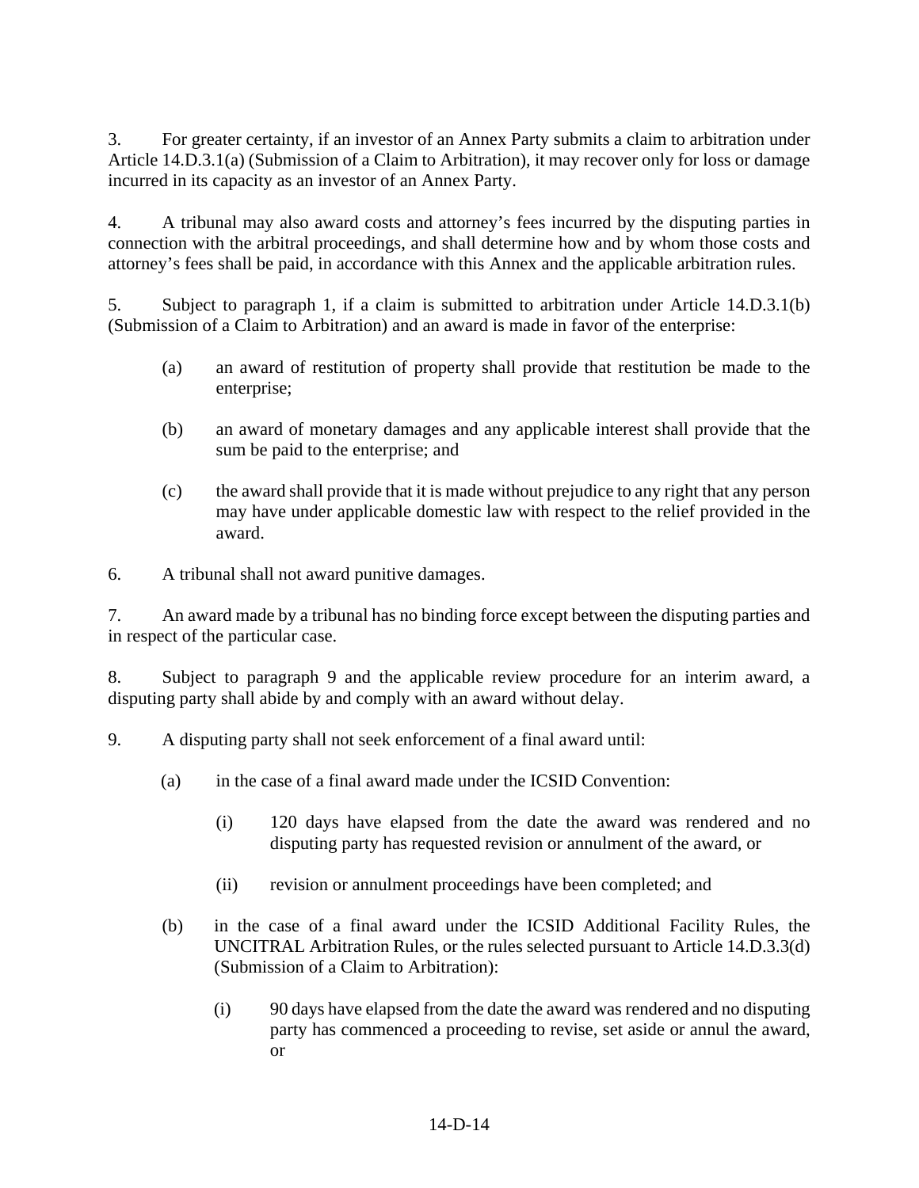3. For greater certainty, if an investor of an Annex Party submits a claim to arbitration under Article 14.D.3.1(a) (Submission of a Claim to Arbitration), it may recover only for loss or damage incurred in its capacity as an investor of an Annex Party.

4. A tribunal may also award costs and attorney's fees incurred by the disputing parties in connection with the arbitral proceedings, and shall determine how and by whom those costs and attorney's fees shall be paid, in accordance with this Annex and the applicable arbitration rules.

5. Subject to paragraph 1, if a claim is submitted to arbitration under Article 14.D.3.1(b) (Submission of a Claim to Arbitration) and an award is made in favor of the enterprise:

   (a) an award of restitution of property shall provide that restitution be made to the enterprise;

   (b) an award of monetary damages and any applicable interest shall provide that the sum be paid to the enterprise; and

   (c) the award shall provide that it is made without prejudice to any right that any person may have under applicable domestic law with respect to the relief provided in the award.

6. A tribunal shall not award punitive damages.

7. An award made by a tribunal has no binding force except between the disputing parties and in respect of the particular case.

8. Subject to paragraph 9 and the applicable review procedure for an interim award, a disputing party shall abide by and comply with an award without delay.

9. A disputing party shall not seek enforcement of a final award until:

   (a) in the case of a final award made under the ICSID Convention:

      (i) 120 days have elapsed from the date the award was rendered and no disputing party has requested revision or annulment of the award, or

      (ii) revision or annulment proceedings have been completed; and

   (b) in the case of a final award under the ICSID Additional Facility Rules, the UNCITRAL Arbitration Rules, or the rules selected pursuant to Article 14.D.3.3(d) (Submission of a Claim to Arbitration):

      (i) 90 days have elapsed from the date the award was rendered and no disputing party has commenced a proceeding to revise, set aside or annul the award, or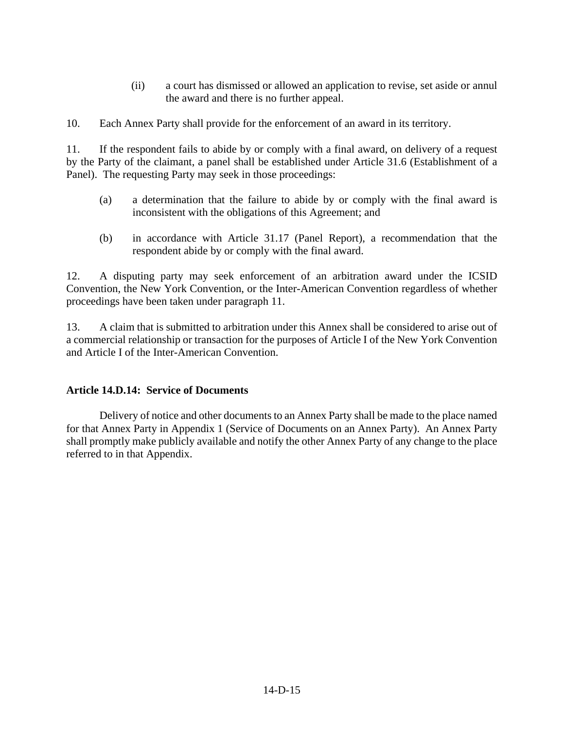(ii) a court has dismissed or allowed an application to revise, set aside or annul the award and there is no further appeal.

10. Each Annex Party shall provide for the enforcement of an award in its territory.

11. If the respondent fails to abide by or comply with a final award, on delivery of a request by the Party of the claimant, a panel shall be established under Article 31.6 (Establishment of a Panel). The requesting Party may seek in those proceedings:

(a) a determination that the failure to abide by or comply with the final award is inconsistent with the obligations of this Agreement; and

(b) in accordance with Article 31.17 (Panel Report), a recommendation that the respondent abide by or comply with the final award.

12. A disputing party may seek enforcement of an arbitration award under the ICSID Convention, the New York Convention, or the Inter-American Convention regardless of whether proceedings have been taken under paragraph 11.

13. A claim that is submitted to arbitration under this Annex shall be considered to arise out of a commercial relationship or transaction for the purposes of Article I of the New York Convention and Article I of the Inter-American Convention.

**Article 14.D.14: Service of Documents**

Delivery of notice and other documents to an Annex Party shall be made to the place named for that Annex Party in Appendix 1 (Service of Documents on an Annex Party). An Annex Party shall promptly make publicly available and notify the other Annex Party of any change to the place referred to in that Appendix.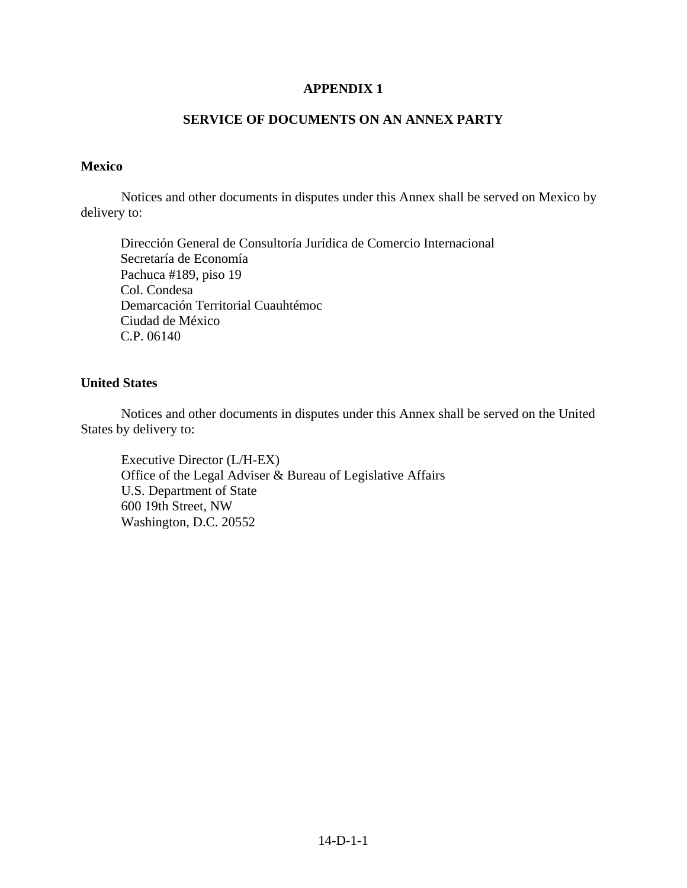# APPENDIX 1

## SERVICE OF DOCUMENTS ON AN ANNEX PARTY

### Mexico

Notices and other documents in disputes under this Annex shall be served on Mexico by delivery to:

Dirección General de Consultoría Jurídica de Comercio Internacional
Secretaría de Economía
Pachuca #189, piso 19
Col. Condesa
Demarcación Territorial Cuauhtémoc
Ciudad de México
C.P. 06140

### United States

Notices and other documents in disputes under this Annex shall be served on the United States by delivery to:

Executive Director (L/H-EX)
Office of the Legal Adviser & Bureau of Legislative Affairs
U.S. Department of State
600 19th Street, NW
Washington, D.C. 20552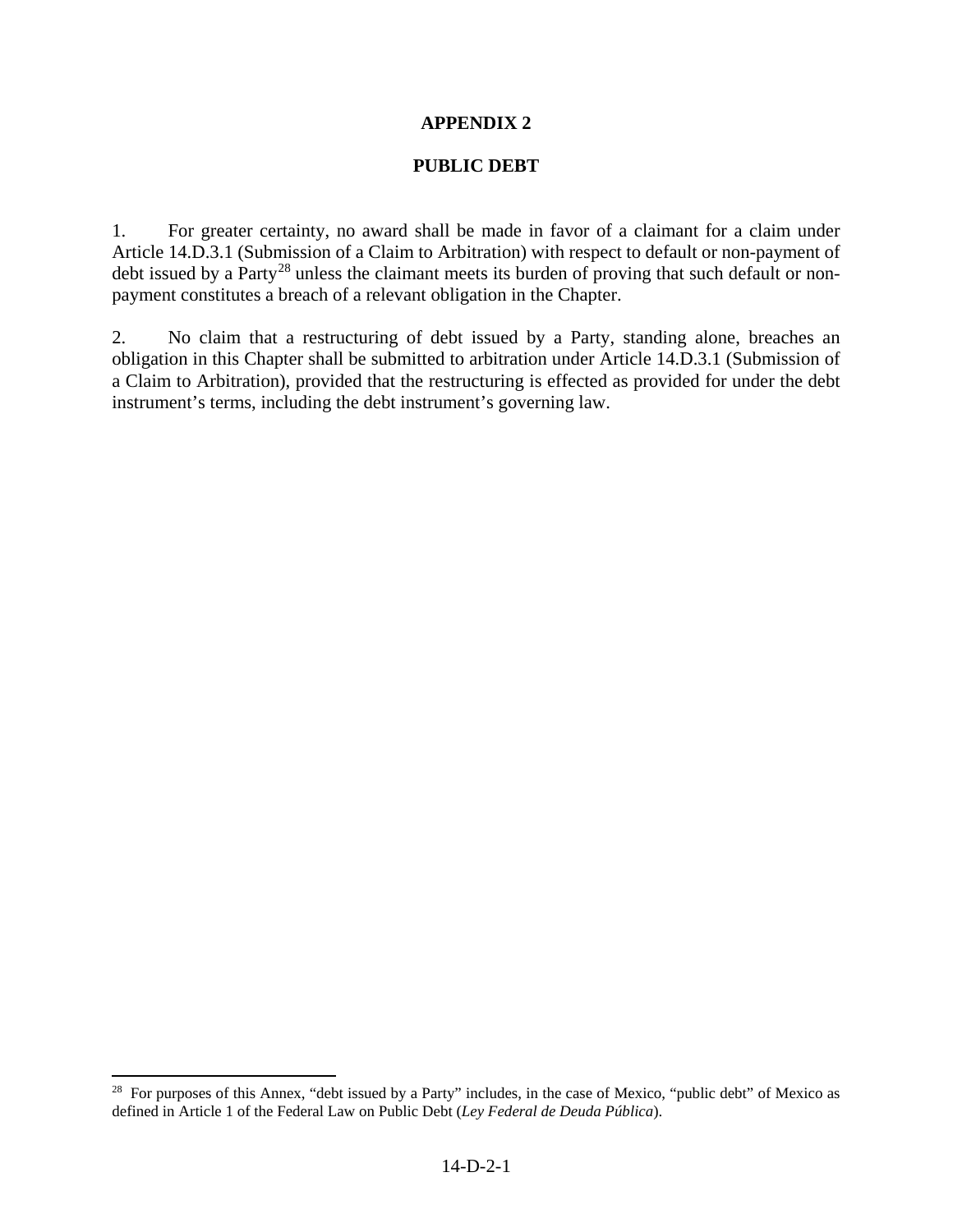# APPENDIX 2

## PUBLIC DEBT

1. For greater certainty, no award shall be made in favor of a claimant for a claim under Article 14.D.3.1 (Submission of a Claim to Arbitration) with respect to default or non-payment of debt issued by a Party[28] unless the claimant meets its burden of proving that such default or non-payment constitutes a breach of a relevant obligation in the Chapter.

2. No claim that a restructuring of debt issued by a Party, standing alone, breaches an obligation in this Chapter shall be submitted to arbitration under Article 14.D.3.1 (Submission of a Claim to Arbitration), provided that the restructuring is effected as provided for under the debt instrument's terms, including the debt instrument's governing law.

---

[28] For purposes of this Annex, "debt issued by a Party" includes, in the case of Mexico, "public debt" of Mexico as defined in Article 1 of the Federal Law on Public Debt (*Ley Federal de Deuda Pública*).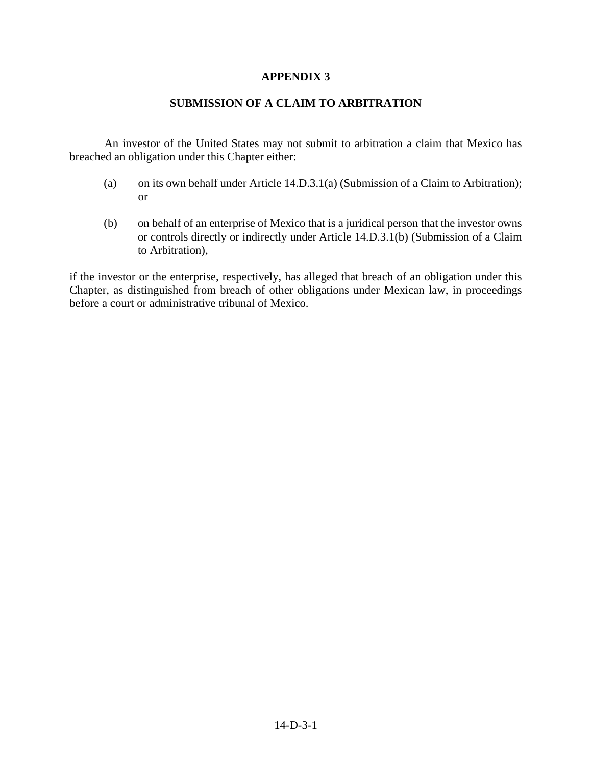# APPENDIX 3

## SUBMISSION OF A CLAIM TO ARBITRATION

An investor of the United States may not submit to arbitration a claim that Mexico has breached an obligation under this Chapter either:

(a) on its own behalf under Article 14.D.3.1(a) (Submission of a Claim to Arbitration); or

(b) on behalf of an enterprise of Mexico that is a juridical person that the investor owns or controls directly or indirectly under Article 14.D.3.1(b) (Submission of a Claim to Arbitration),

if the investor or the enterprise, respectively, has alleged that breach of an obligation under this Chapter, as distinguished from breach of other obligations under Mexican law, in proceedings before a court or administrative tribunal of Mexico.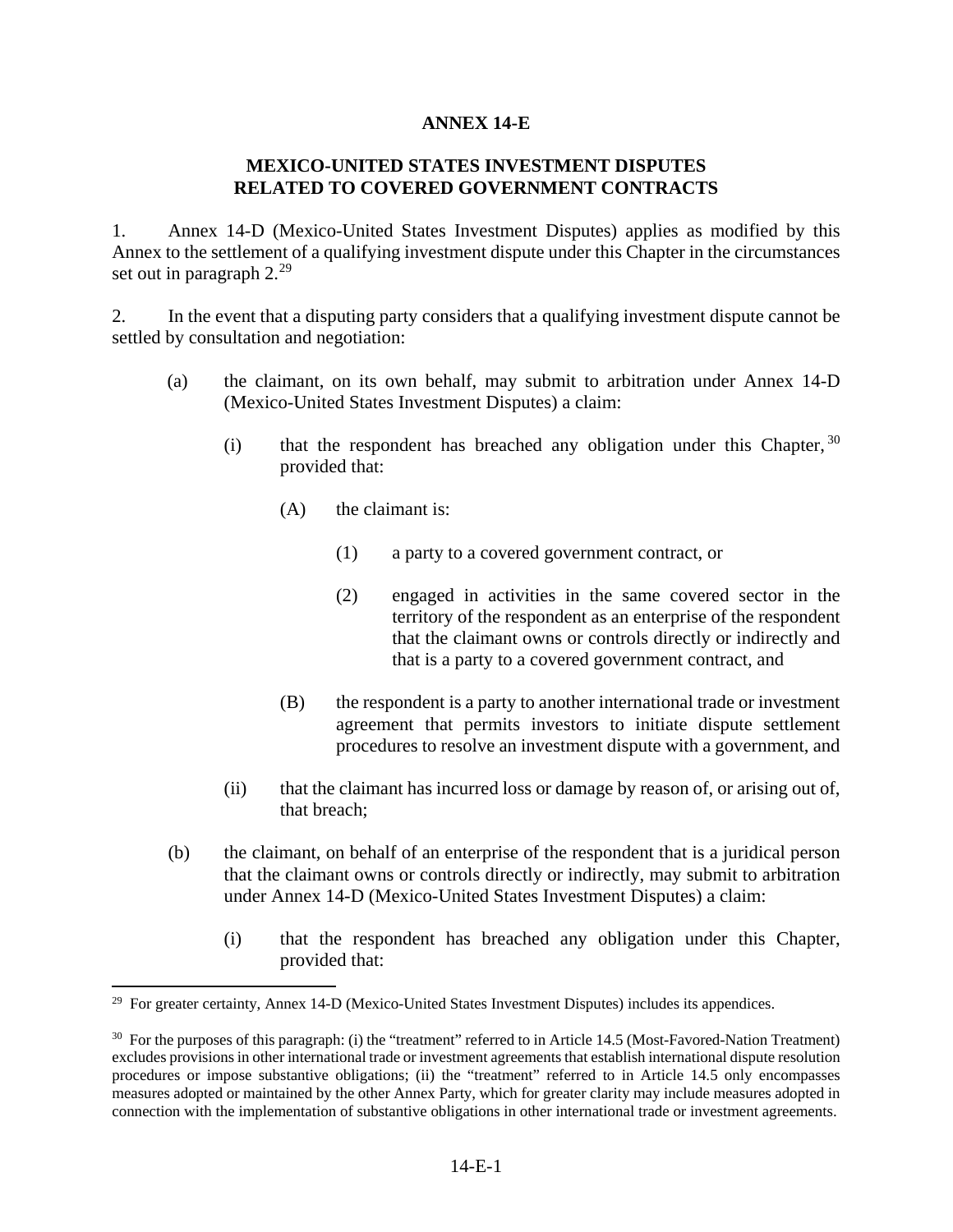# ANNEX 14-E

## MEXICO-UNITED STATES INVESTMENT DISPUTES RELATED TO COVERED GOVERNMENT CONTRACTS

1. Annex 14-D (Mexico-United States Investment Disputes) applies as modified by this Annex to the settlement of a qualifying investment dispute under this Chapter in the circumstances set out in paragraph 2.[29]

2. In the event that a disputing party considers that a qualifying investment dispute cannot be settled by consultation and negotiation:

(a) the claimant, on its own behalf, may submit to arbitration under Annex 14-D (Mexico-United States Investment Disputes) a claim:

(i) that the respondent has breached any obligation under this Chapter,[30] provided that:

(A) the claimant is:

(1) a party to a covered government contract, or

(2) engaged in activities in the same covered sector in the territory of the respondent as an enterprise of the respondent that the claimant owns or controls directly or indirectly and that is a party to a covered government contract, and

(B) the respondent is a party to another international trade or investment agreement that permits investors to initiate dispute settlement procedures to resolve an investment dispute with a government, and

(ii) that the claimant has incurred loss or damage by reason of, or arising out of, that breach;

(b) the claimant, on behalf of an enterprise of the respondent that is a juridical person that the claimant owns or controls directly or indirectly, may submit to arbitration under Annex 14-D (Mexico-United States Investment Disputes) a claim:

(i) that the respondent has breached any obligation under this Chapter, provided that:

---

[29] For greater certainty, Annex 14-D (Mexico-United States Investment Disputes) includes its appendices.

[30] For the purposes of this paragraph: (i) the "treatment" referred to in Article 14.5 (Most-Favored-Nation Treatment) excludes provisions in other international trade or investment agreements that establish international dispute resolution procedures or impose substantive obligations; (ii) the "treatment" referred to in Article 14.5 only encompasses measures adopted or maintained by the other Annex Party, which for greater clarity may include measures adopted in connection with the implementation of substantive obligations in other international trade or investment agreements.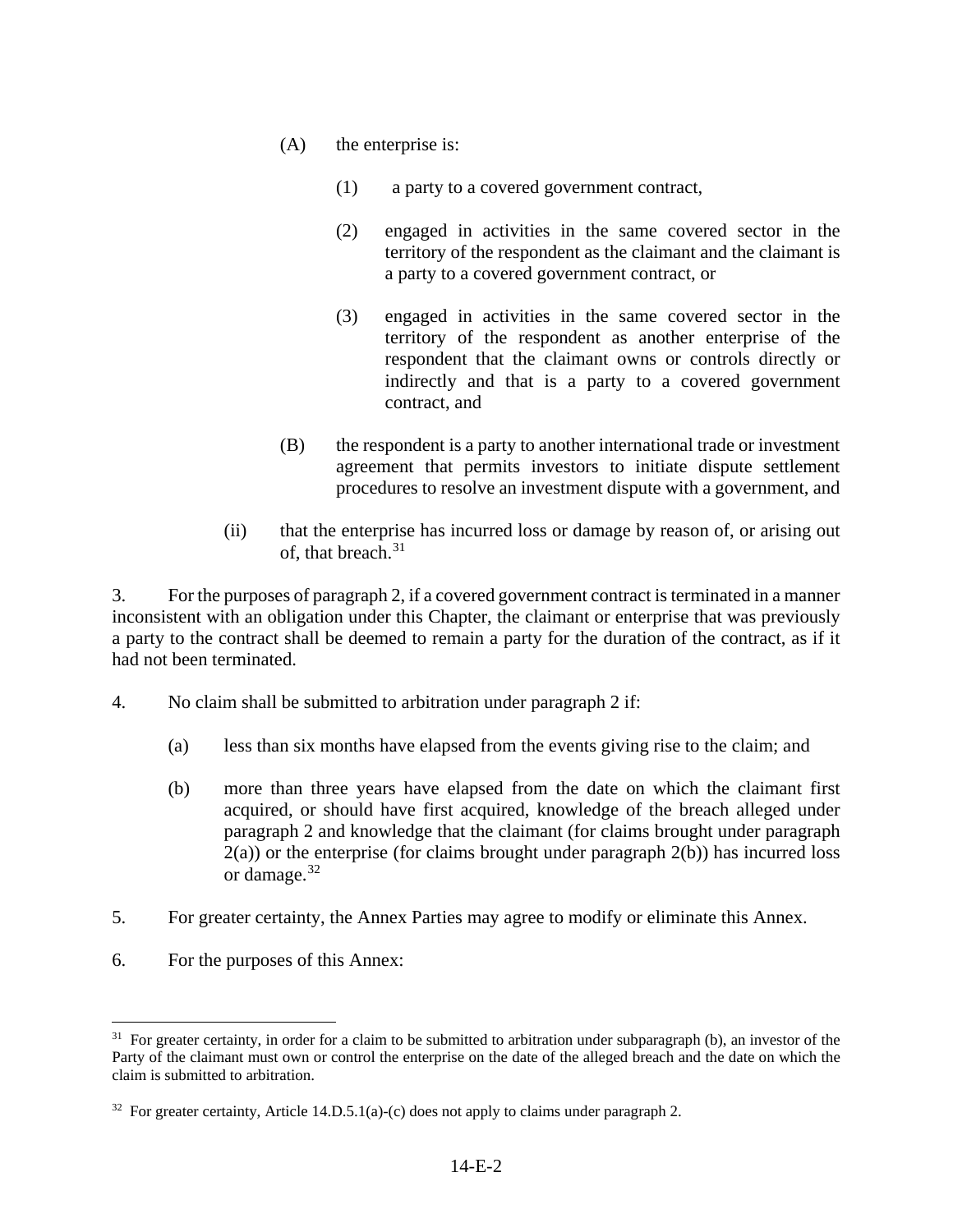(A) the enterprise is:

(1) a party to a covered government contract,

(2) engaged in activities in the same covered sector in the territory of the respondent as the claimant and the claimant is a party to a covered government contract, or

(3) engaged in activities in the same covered sector in the territory of the respondent as another enterprise of the respondent that the claimant owns or controls directly or indirectly and that is a party to a covered government contract, and

(B) the respondent is a party to another international trade or investment agreement that permits investors to initiate dispute settlement procedures to resolve an investment dispute with a government, and

(ii) that the enterprise has incurred loss or damage by reason of, or arising out of, that breach.[31]

3. For the purposes of paragraph 2, if a covered government contract is terminated in a manner inconsistent with an obligation under this Chapter, the claimant or enterprise that was previously a party to the contract shall be deemed to remain a party for the duration of the contract, as if it had not been terminated.

4. No claim shall be submitted to arbitration under paragraph 2 if:

(a) less than six months have elapsed from the events giving rise to the claim; and

(b) more than three years have elapsed from the date on which the claimant first acquired, or should have first acquired, knowledge of the breach alleged under paragraph 2 and knowledge that the claimant (for claims brought under paragraph 2(a)) or the enterprise (for claims brought under paragraph 2(b)) has incurred loss or damage.[32]

5. For greater certainty, the Annex Parties may agree to modify or eliminate this Annex.

6. For the purposes of this Annex:

---

[31] For greater certainty, in order for a claim to be submitted to arbitration under subparagraph (b), an investor of the Party of the claimant must own or control the enterprise on the date of the alleged breach and the date on which the claim is submitted to arbitration.

[32] For greater certainty, Article 14.D.5.1(a)-(c) does not apply to claims under paragraph 2.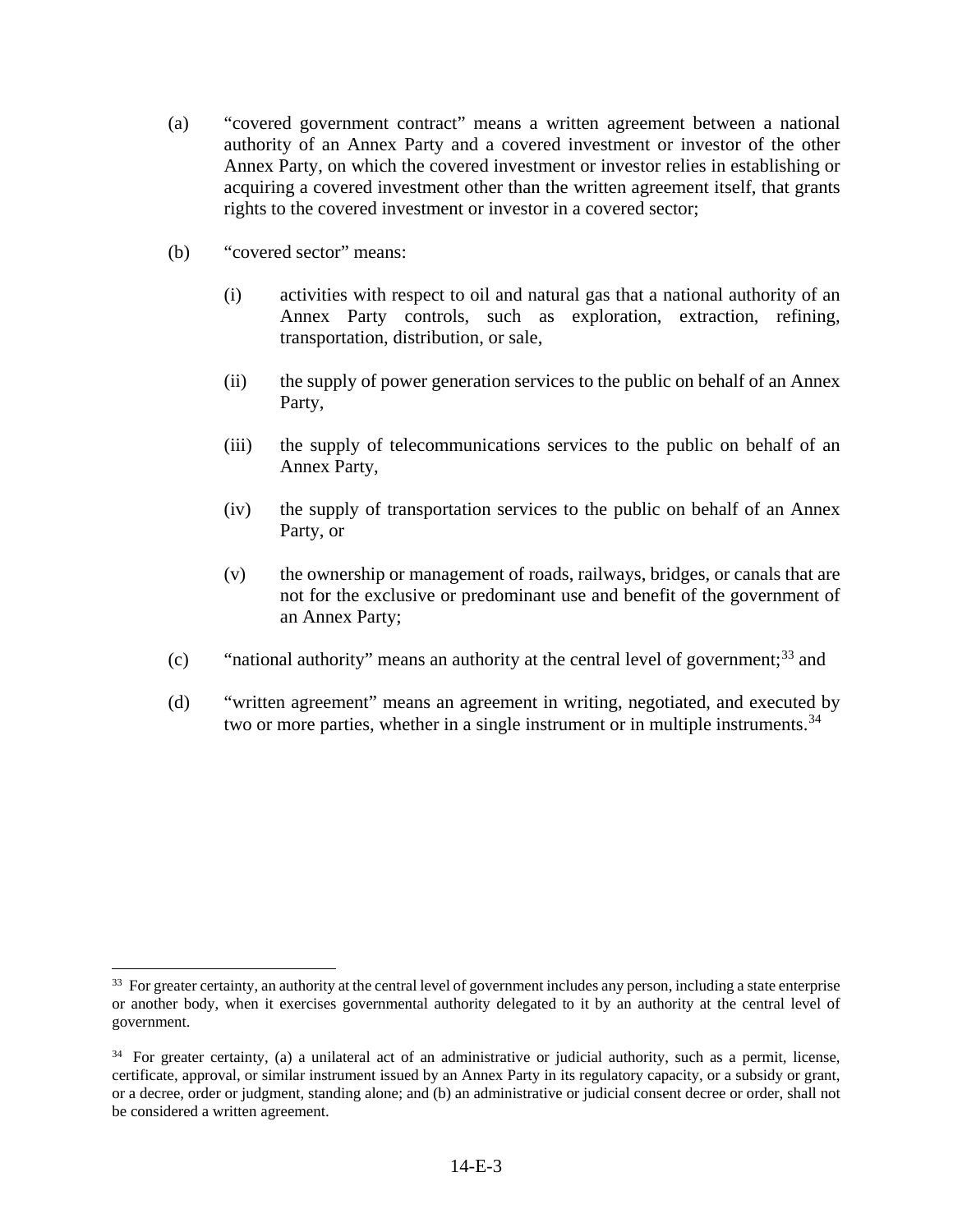(a) "covered government contract" means a written agreement between a national authority of an Annex Party and a covered investment or investor of the other Annex Party, on which the covered investment or investor relies in establishing or acquiring a covered investment other than the written agreement itself, that grants rights to the covered investment or investor in a covered sector;

(b) "covered sector" means:

  (i) activities with respect to oil and natural gas that a national authority of an Annex Party controls, such as exploration, extraction, refining, transportation, distribution, or sale,

  (ii) the supply of power generation services to the public on behalf of an Annex Party,

  (iii) the supply of telecommunications services to the public on behalf of an Annex Party,

  (iv) the supply of transportation services to the public on behalf of an Annex Party, or

  (v) the ownership or management of roads, railways, bridges, or canals that are not for the exclusive or predominant use and benefit of the government of an Annex Party;

(c) "national authority" means an authority at the central level of government;[33] and

(d) "written agreement" means an agreement in writing, negotiated, and executed by two or more parties, whether in a single instrument or in multiple instruments.[34]

---

[33] For greater certainty, an authority at the central level of government includes any person, including a state enterprise or another body, when it exercises governmental authority delegated to it by an authority at the central level of government.

[34] For greater certainty, (a) a unilateral act of an administrative or judicial authority, such as a permit, license, certificate, approval, or similar instrument issued by an Annex Party in its regulatory capacity, or a subsidy or grant, or a decree, order or judgment, standing alone; and (b) an administrative or judicial consent decree or order, shall not be considered a written agreement.